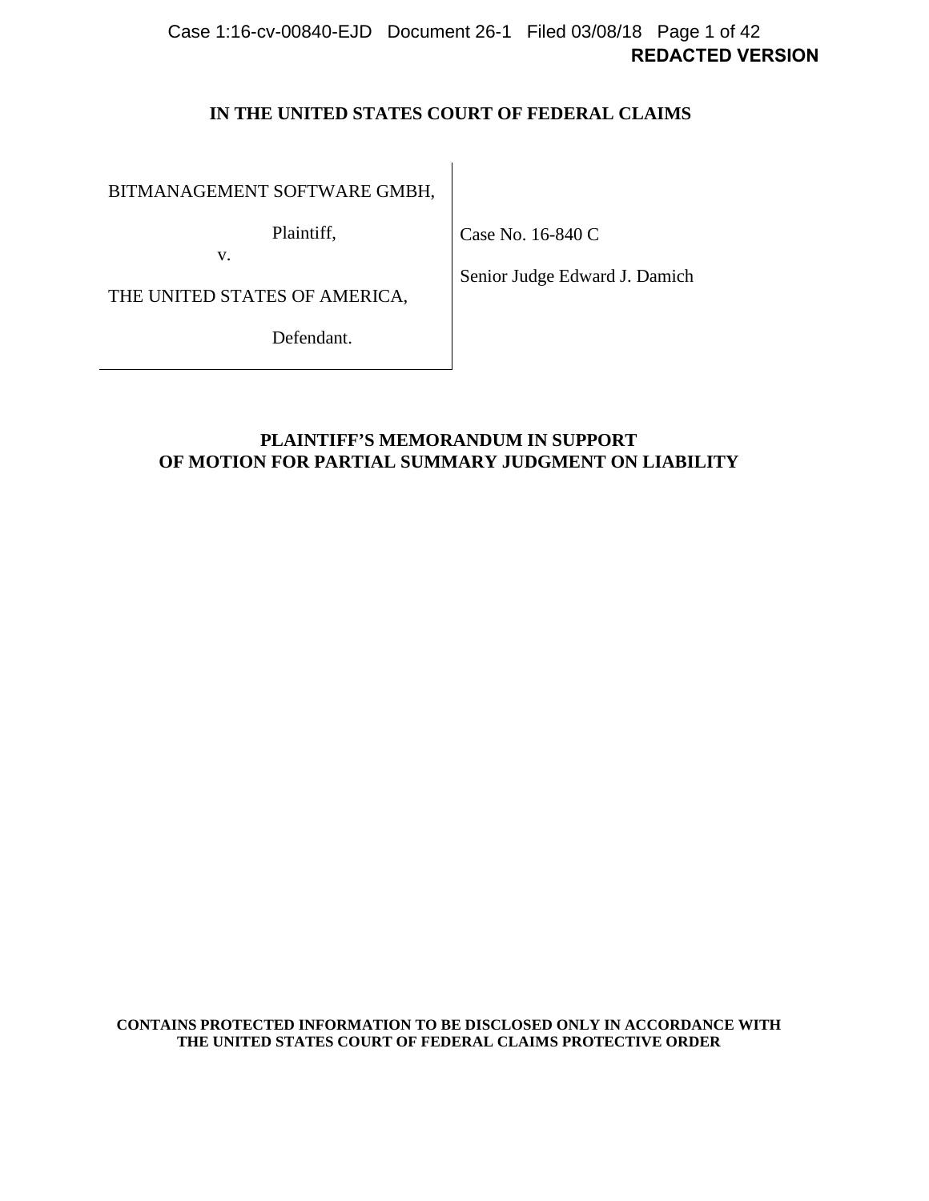**REDACTED VERSION**

**IN THE UNITED STATES COURT OF FEDERAL CLAIMS**

| | |
|---|---|
| BITMANAGEMENT SOFTWARE GMBH,<br><br>Plaintiff,<br><br>v.<br><br>THE UNITED STATES OF AMERICA,<br><br>Defendant. | Case No. 16-840 C<br><br>Senior Judge Edward J. Damich |

**PLAINTIFF'S MEMORANDUM IN SUPPORT OF MOTION FOR PARTIAL SUMMARY JUDGMENT ON LIABILITY**

**CONTAINS PROTECTED INFORMATION TO BE DISCLOSED ONLY IN ACCORDANCE WITH THE UNITED STATES COURT OF FEDERAL CLAIMS PROTECTIVE ORDER**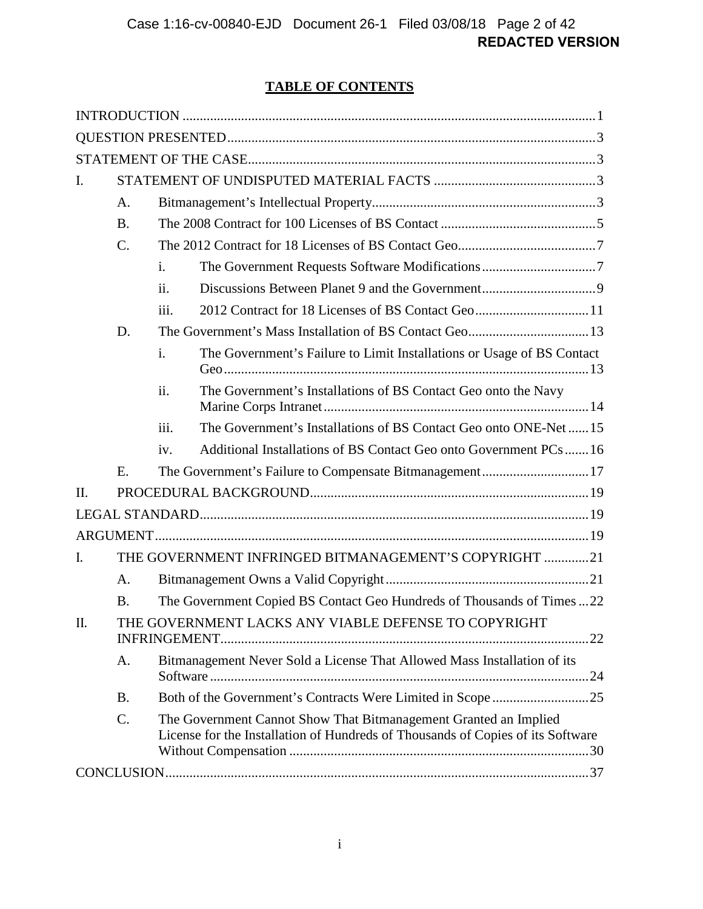## TABLE OF CONTENTS

INTRODUCTION ....... 1

QUESTION PRESENTED ....... 3

STATEMENT OF THE CASE ....... 3

I. STATEMENT OF UNDISPUTED MATERIAL FACTS ....... 3

- A. Bitmanagement's Intellectual Property ....... 3
- B. The 2008 Contract for 100 Licenses of BS Contact ....... 5
- C. The 2012 Contract for 18 Licenses of BS Contact Geo ....... 7
  - i. The Government Requests Software Modifications ....... 7
  - ii. Discussions Between Planet 9 and the Government ....... 9
  - iii. 2012 Contract for 18 Licenses of BS Contact Geo ....... 11
- D. The Government's Mass Installation of BS Contact Geo ....... 13
  - i. The Government's Failure to Limit Installations or Usage of BS Contact Geo ....... 13
  - ii. The Government's Installations of BS Contact Geo onto the Navy Marine Corps Intranet ....... 14
  - iii. The Government's Installations of BS Contact Geo onto ONE-Net ....... 15
  - iv. Additional Installations of BS Contact Geo onto Government PCs ....... 16
- E. The Government's Failure to Compensate Bitmanagement ....... 17

II. PROCEDURAL BACKGROUND ....... 19

LEGAL STANDARD ....... 19

ARGUMENT ....... 19

I. THE GOVERNMENT INFRINGED BITMANAGEMENT'S COPYRIGHT ....... 21

- A. Bitmanagement Owns a Valid Copyright ....... 21
- B. The Government Copied BS Contact Geo Hundreds of Thousands of Times ....... 22

II. THE GOVERNMENT LACKS ANY VIABLE DEFENSE TO COPYRIGHT INFRINGEMENT ....... 22

- A. Bitmanagement Never Sold a License That Allowed Mass Installation of its Software ....... 24
- B. Both of the Government's Contracts Were Limited in Scope ....... 25
- C. The Government Cannot Show That Bitmanagement Granted an Implied License for the Installation of Hundreds of Thousands of Copies of its Software Without Compensation ....... 30

CONCLUSION ....... 37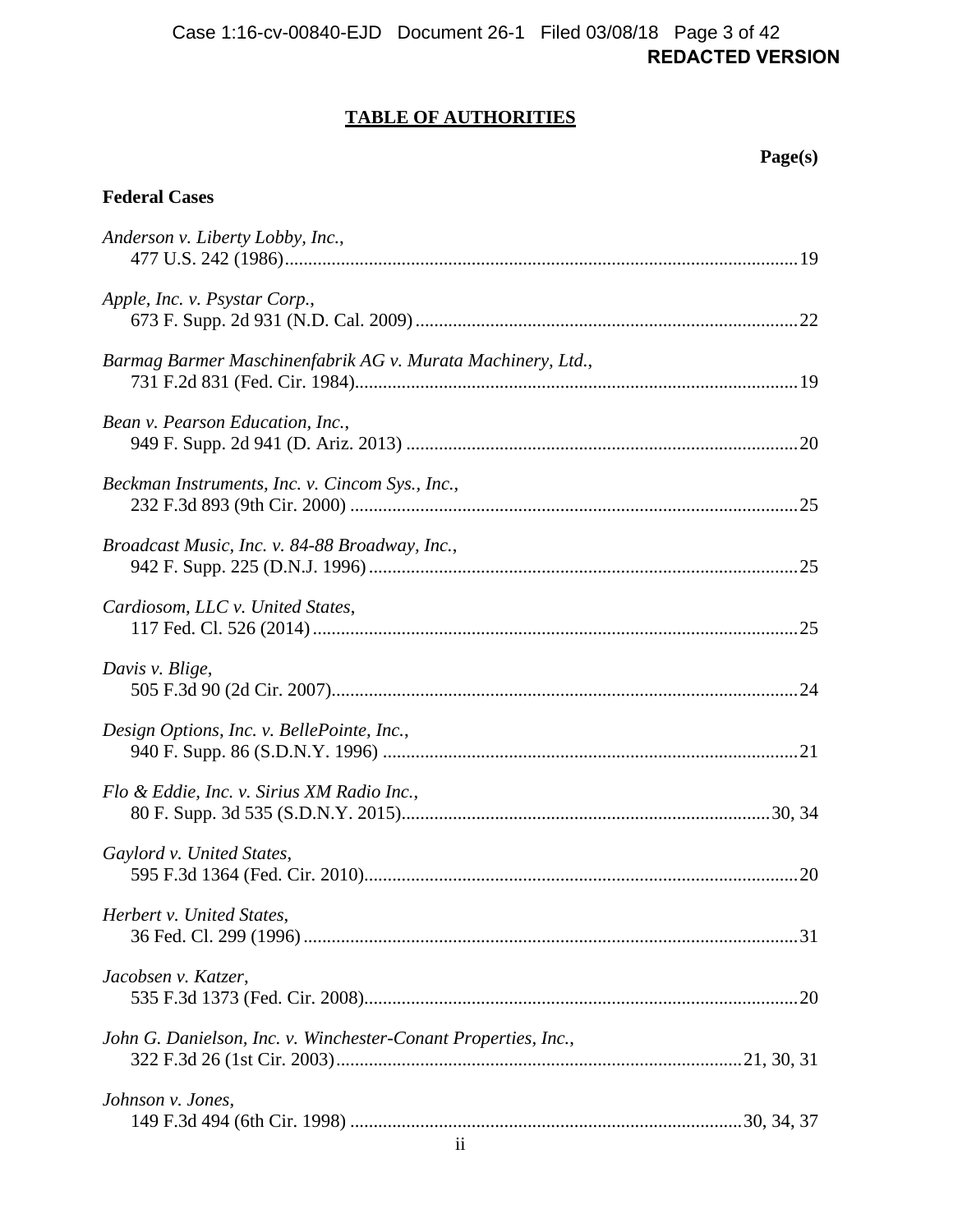## TABLE OF AUTHORITIES

**Page(s)**

### Federal Cases

*Anderson v. Liberty Lobby, Inc.*,
477 U.S. 242 (1986) ........ 19

*Apple, Inc. v. Psystar Corp.*,
673 F. Supp. 2d 931 (N.D. Cal. 2009) ........ 22

*Barmag Barmer Maschinenfabrik AG v. Murata Machinery, Ltd.*,
731 F.2d 831 (Fed. Cir. 1984) ........ 19

*Bean v. Pearson Education, Inc.*,
949 F. Supp. 2d 941 (D. Ariz. 2013) ........ 20

*Beckman Instruments, Inc. v. Cincom Sys., Inc.*,
232 F.3d 893 (9th Cir. 2000) ........ 25

*Broadcast Music, Inc. v. 84-88 Broadway, Inc.*,
942 F. Supp. 225 (D.N.J. 1996) ........ 25

*Cardiosom, LLC v. United States*,
117 Fed. Cl. 526 (2014) ........ 25

*Davis v. Blige*,
505 F.3d 90 (2d Cir. 2007) ........ 24

*Design Options, Inc. v. BellePointe, Inc.*,
940 F. Supp. 86 (S.D.N.Y. 1996) ........ 21

*Flo & Eddie, Inc. v. Sirius XM Radio Inc.*,
80 F. Supp. 3d 535 (S.D.N.Y. 2015) ........ 30, 34

*Gaylord v. United States*,
595 F.3d 1364 (Fed. Cir. 2010) ........ 20

*Herbert v. United States*,
36 Fed. Cl. 299 (1996) ........ 31

*Jacobsen v. Katzer*,
535 F.3d 1373 (Fed. Cir. 2008) ........ 20

*John G. Danielson, Inc. v. Winchester-Conant Properties, Inc.*,
322 F.3d 26 (1st Cir. 2003) ........ 21, 30, 31

*Johnson v. Jones*,
149 F.3d 494 (6th Cir. 1998) ........ 30, 34, 37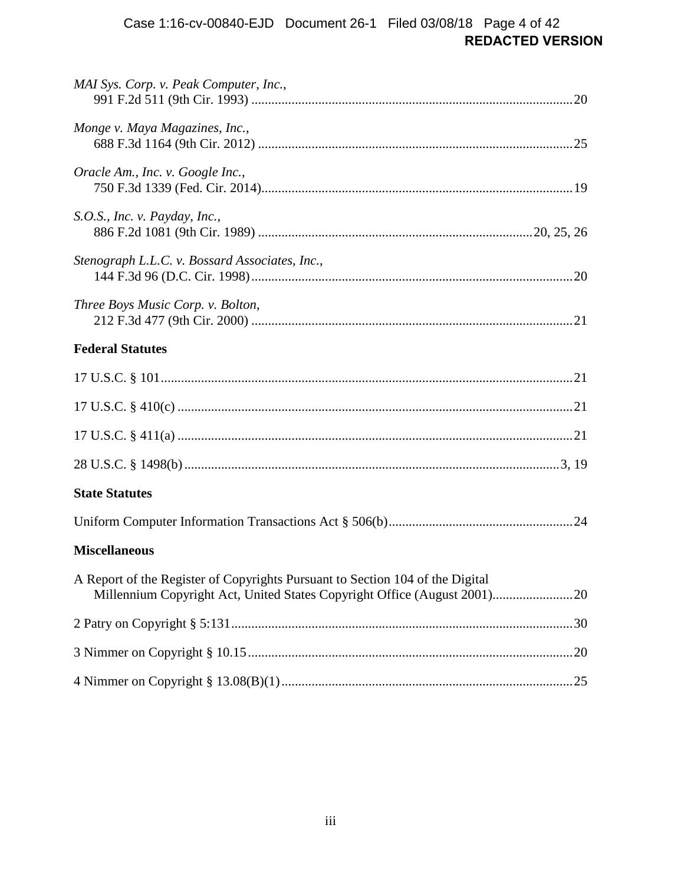*MAI Sys. Corp. v. Peak Computer, Inc.*,
991 F.2d 511 (9th Cir. 1993) ....................................................................................20

*Monge v. Maya Magazines, Inc.*,
688 F.3d 1164 (9th Cir. 2012) ..................................................................................25

*Oracle Am., Inc. v. Google Inc.*,
750 F.3d 1339 (Fed. Cir. 2014)..................................................................................19

*S.O.S., Inc. v. Payday, Inc.*,
886 F.2d 1081 (9th Cir. 1989) ..........................................................................20, 25, 26

*Stenograph L.L.C. v. Bossard Associates, Inc.*,
144 F.3d 96 (D.C. Cir. 1998)......................................................................................20

*Three Boys Music Corp. v. Bolton*,
212 F.3d 477 (9th Cir. 2000) ....................................................................................21

**Federal Statutes**

17 U.S.C. § 101...........................................................................................................21

17 U.S.C. § 410(c) ......................................................................................................21

17 U.S.C. § 411(a) ......................................................................................................21

28 U.S.C. § 1498(b).................................................................................................3, 19

**State Statutes**

Uniform Computer Information Transactions Act § 506(b).........................................................24

**Miscellaneous**

A Report of the Register of Copyrights Pursuant to Section 104 of the Digital
Millennium Copyright Act, United States Copyright Office (August 2001).......................20

2 Patry on Copyright § 5:131......................................................................................30

3 Nimmer on Copyright § 10.15.................................................................................20

4 Nimmer on Copyright § 13.08(B)(1).........................................................................25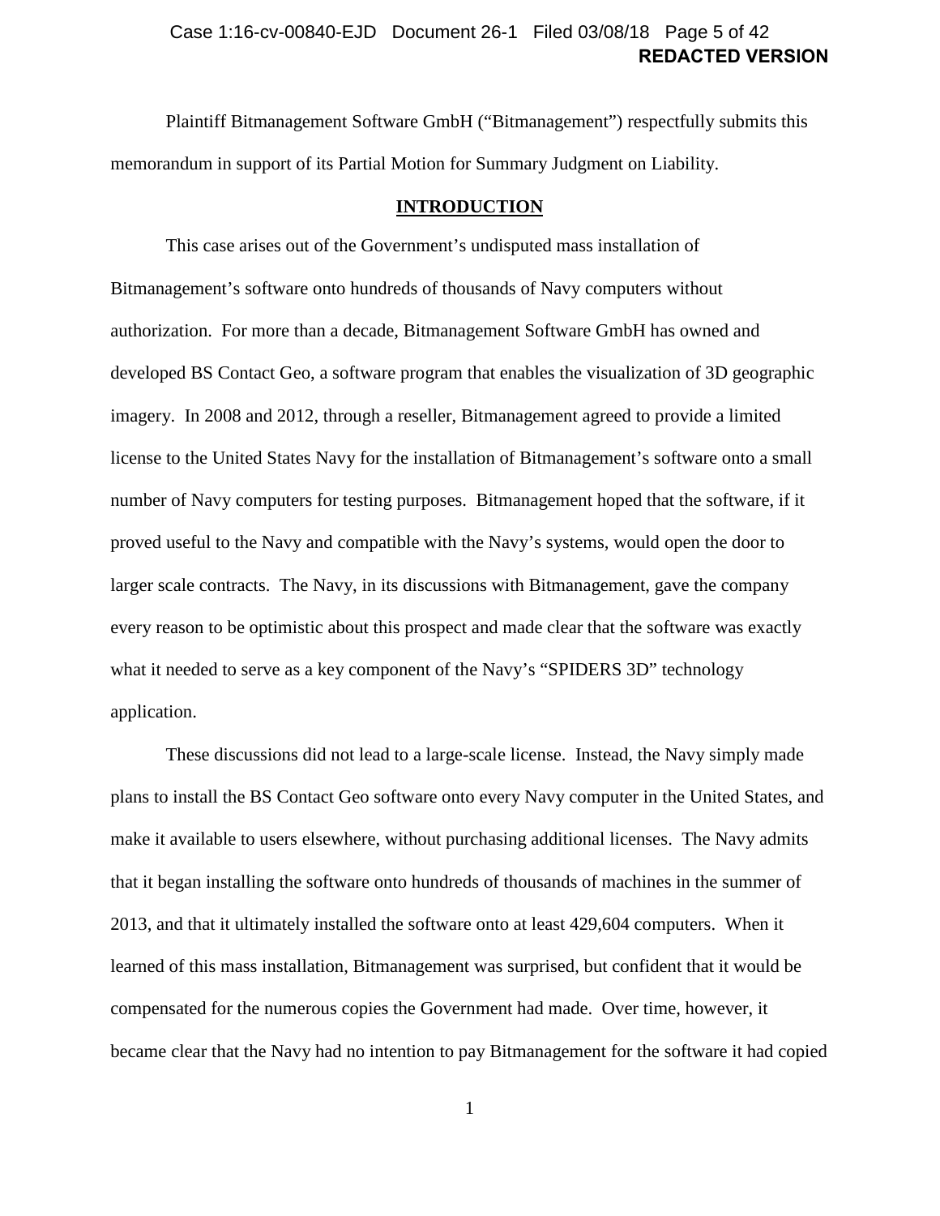Plaintiff Bitmanagement Software GmbH ("Bitmanagement") respectfully submits this memorandum in support of its Partial Motion for Summary Judgment on Liability.

## INTRODUCTION

This case arises out of the Government's undisputed mass installation of Bitmanagement's software onto hundreds of thousands of Navy computers without authorization. For more than a decade, Bitmanagement Software GmbH has owned and developed BS Contact Geo, a software program that enables the visualization of 3D geographic imagery. In 2008 and 2012, through a reseller, Bitmanagement agreed to provide a limited license to the United States Navy for the installation of Bitmanagement's software onto a small number of Navy computers for testing purposes. Bitmanagement hoped that the software, if it proved useful to the Navy and compatible with the Navy's systems, would open the door to larger scale contracts. The Navy, in its discussions with Bitmanagement, gave the company every reason to be optimistic about this prospect and made clear that the software was exactly what it needed to serve as a key component of the Navy's "SPIDERS 3D" technology application.

These discussions did not lead to a large-scale license. Instead, the Navy simply made plans to install the BS Contact Geo software onto every Navy computer in the United States, and make it available to users elsewhere, without purchasing additional licenses. The Navy admits that it began installing the software onto hundreds of thousands of machines in the summer of 2013, and that it ultimately installed the software onto at least 429,604 computers. When it learned of this mass installation, Bitmanagement was surprised, but confident that it would be compensated for the numerous copies the Government had made. Over time, however, it became clear that the Navy had no intention to pay Bitmanagement for the software it had copied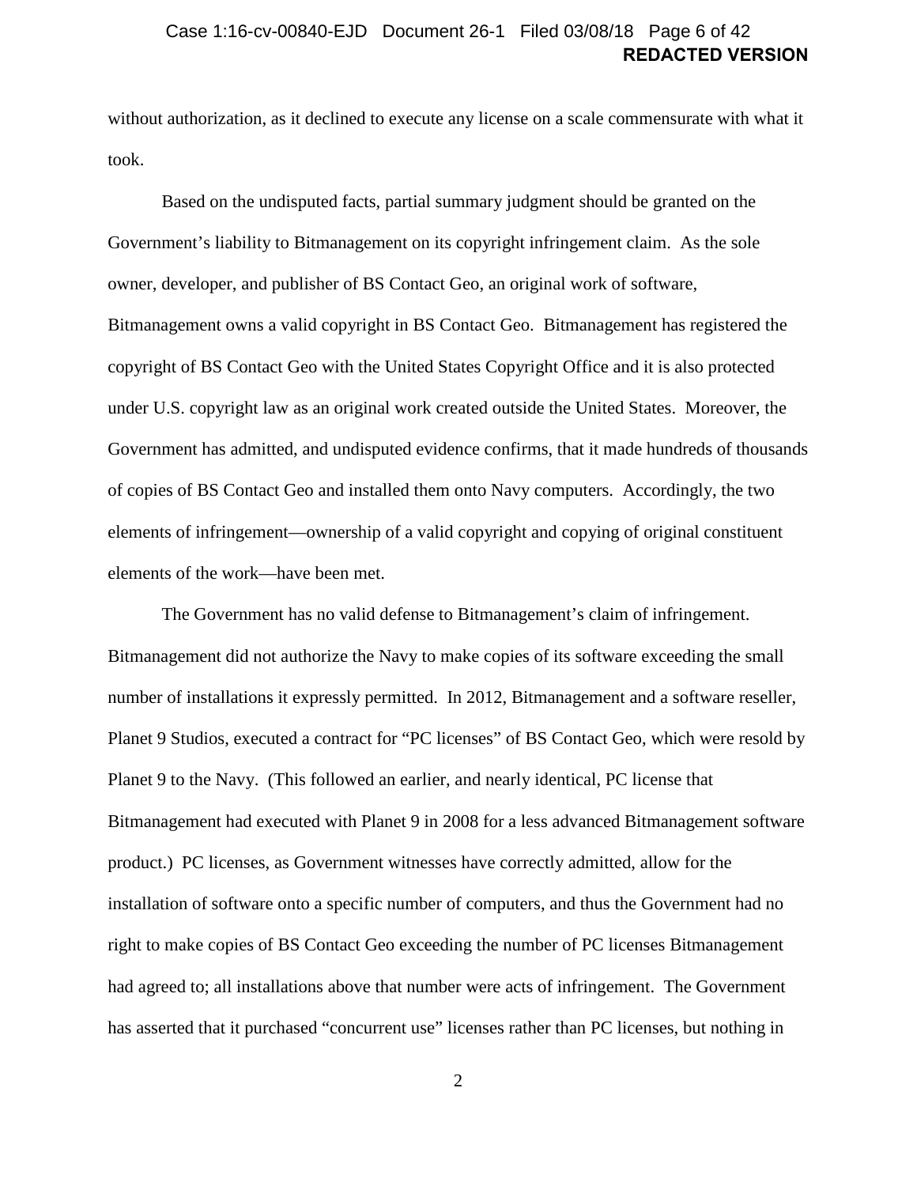without authorization, as it declined to execute any license on a scale commensurate with what it took.

Based on the undisputed facts, partial summary judgment should be granted on the Government's liability to Bitmanagement on its copyright infringement claim. As the sole owner, developer, and publisher of BS Contact Geo, an original work of software, Bitmanagement owns a valid copyright in BS Contact Geo. Bitmanagement has registered the copyright of BS Contact Geo with the United States Copyright Office and it is also protected under U.S. copyright law as an original work created outside the United States. Moreover, the Government has admitted, and undisputed evidence confirms, that it made hundreds of thousands of copies of BS Contact Geo and installed them onto Navy computers. Accordingly, the two elements of infringement—ownership of a valid copyright and copying of original constituent elements of the work—have been met.

The Government has no valid defense to Bitmanagement's claim of infringement. Bitmanagement did not authorize the Navy to make copies of its software exceeding the small number of installations it expressly permitted. In 2012, Bitmanagement and a software reseller, Planet 9 Studios, executed a contract for "PC licenses" of BS Contact Geo, which were resold by Planet 9 to the Navy. (This followed an earlier, and nearly identical, PC license that Bitmanagement had executed with Planet 9 in 2008 for a less advanced Bitmanagement software product.) PC licenses, as Government witnesses have correctly admitted, allow for the installation of software onto a specific number of computers, and thus the Government had no right to make copies of BS Contact Geo exceeding the number of PC licenses Bitmanagement had agreed to; all installations above that number were acts of infringement. The Government has asserted that it purchased "concurrent use" licenses rather than PC licenses, but nothing in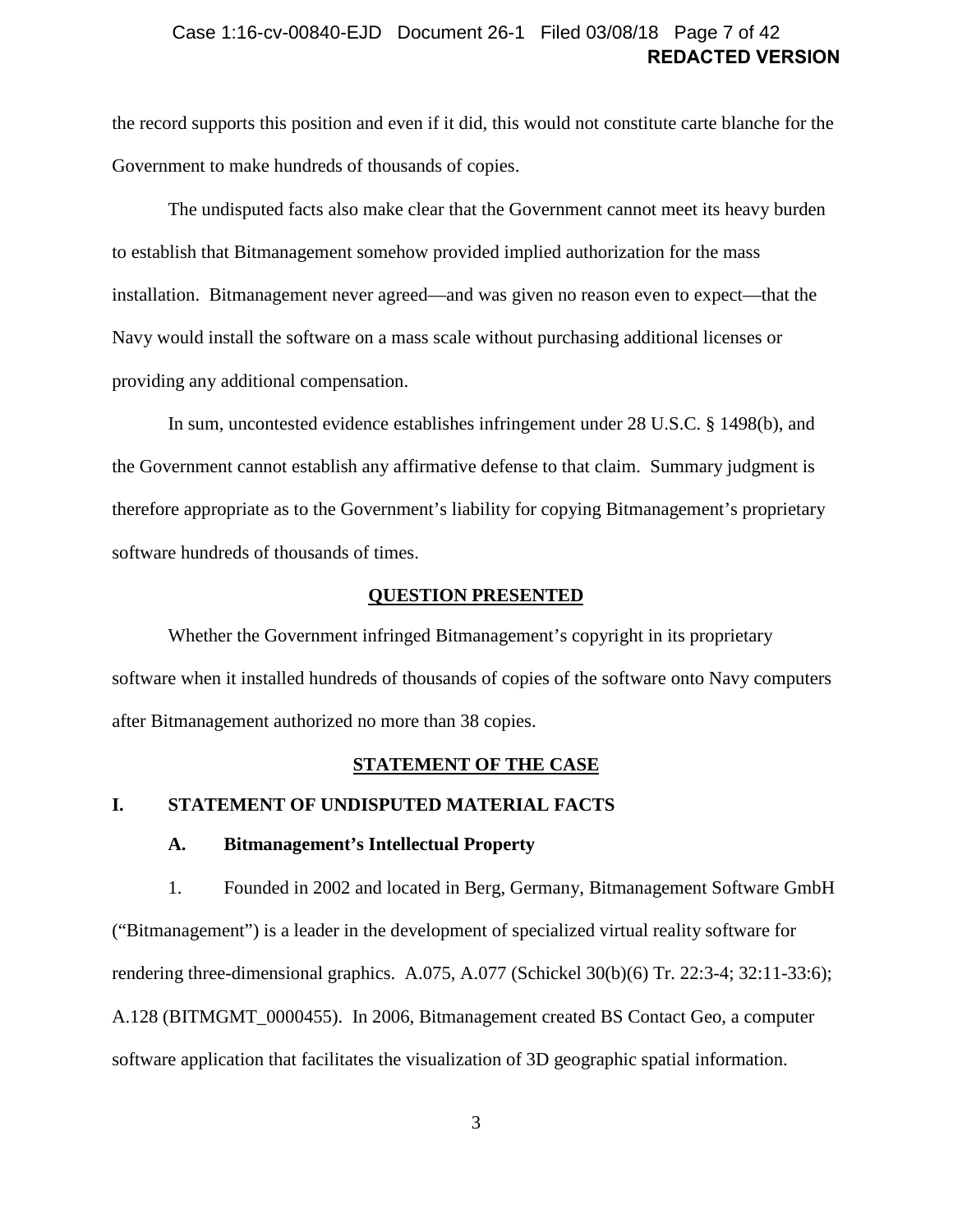the record supports this position and even if it did, this would not constitute carte blanche for the Government to make hundreds of thousands of copies.

The undisputed facts also make clear that the Government cannot meet its heavy burden to establish that Bitmanagement somehow provided implied authorization for the mass installation. Bitmanagement never agreed—and was given no reason even to expect—that the Navy would install the software on a mass scale without purchasing additional licenses or providing any additional compensation.

In sum, uncontested evidence establishes infringement under 28 U.S.C. § 1498(b), and the Government cannot establish any affirmative defense to that claim. Summary judgment is therefore appropriate as to the Government's liability for copying Bitmanagement's proprietary software hundreds of thousands of times.

## QUESTION PRESENTED

Whether the Government infringed Bitmanagement's copyright in its proprietary software when it installed hundreds of thousands of copies of the software onto Navy computers after Bitmanagement authorized no more than 38 copies.

## STATEMENT OF THE CASE

### I. STATEMENT OF UNDISPUTED MATERIAL FACTS

#### A. Bitmanagement's Intellectual Property

1. Founded in 2002 and located in Berg, Germany, Bitmanagement Software GmbH ("Bitmanagement") is a leader in the development of specialized virtual reality software for rendering three-dimensional graphics. A.075, A.077 (Schickel 30(b)(6) Tr. 22:3-4; 32:11-33:6); A.128 (BITMGMT_0000455). In 2006, Bitmanagement created BS Contact Geo, a computer software application that facilitates the visualization of 3D geographic spatial information.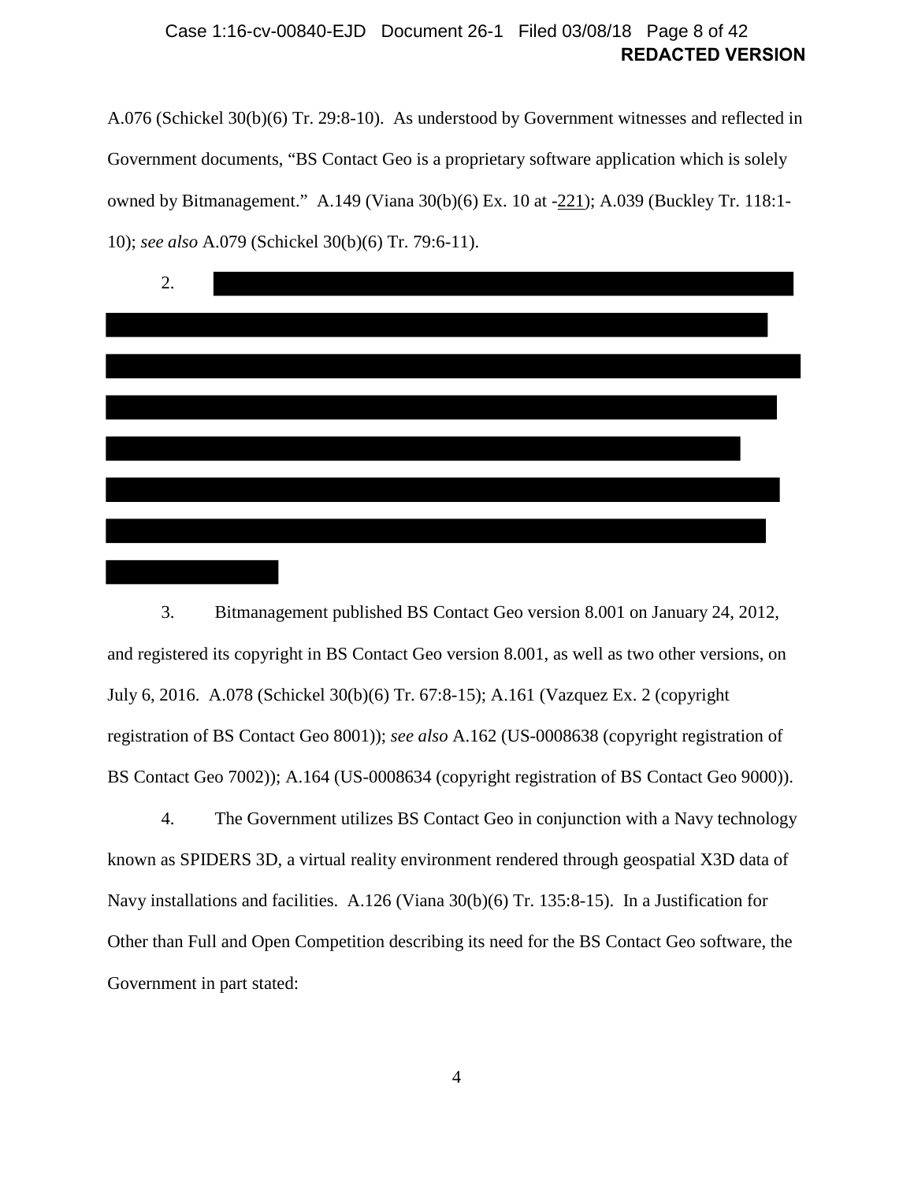A.076 (Schickel 30(b)(6) Tr. 29:8-10). As understood by Government witnesses and reflected in Government documents, "BS Contact Geo is a proprietary software application which is solely owned by Bitmanagement." A.149 (Viana 30(b)(6) Ex. 10 at -221); A.039 (Buckley Tr. 118:1-10); *see also* A.079 (Schickel 30(b)(6) Tr. 79:6-11).

2.

3. Bitmanagement published BS Contact Geo version 8.001 on January 24, 2012, and registered its copyright in BS Contact Geo version 8.001, as well as two other versions, on July 6, 2016. A.078 (Schickel 30(b)(6) Tr. 67:8-15); A.161 (Vazquez Ex. 2 (copyright registration of BS Contact Geo 8001)); *see also* A.162 (US-0008638 (copyright registration of BS Contact Geo 7002)); A.164 (US-0008634 (copyright registration of BS Contact Geo 9000)).

4. The Government utilizes BS Contact Geo in conjunction with a Navy technology known as SPIDERS 3D, a virtual reality environment rendered through geospatial X3D data of Navy installations and facilities. A.126 (Viana 30(b)(6) Tr. 135:8-15). In a Justification for Other than Full and Open Competition describing its need for the BS Contact Geo software, the Government in part stated: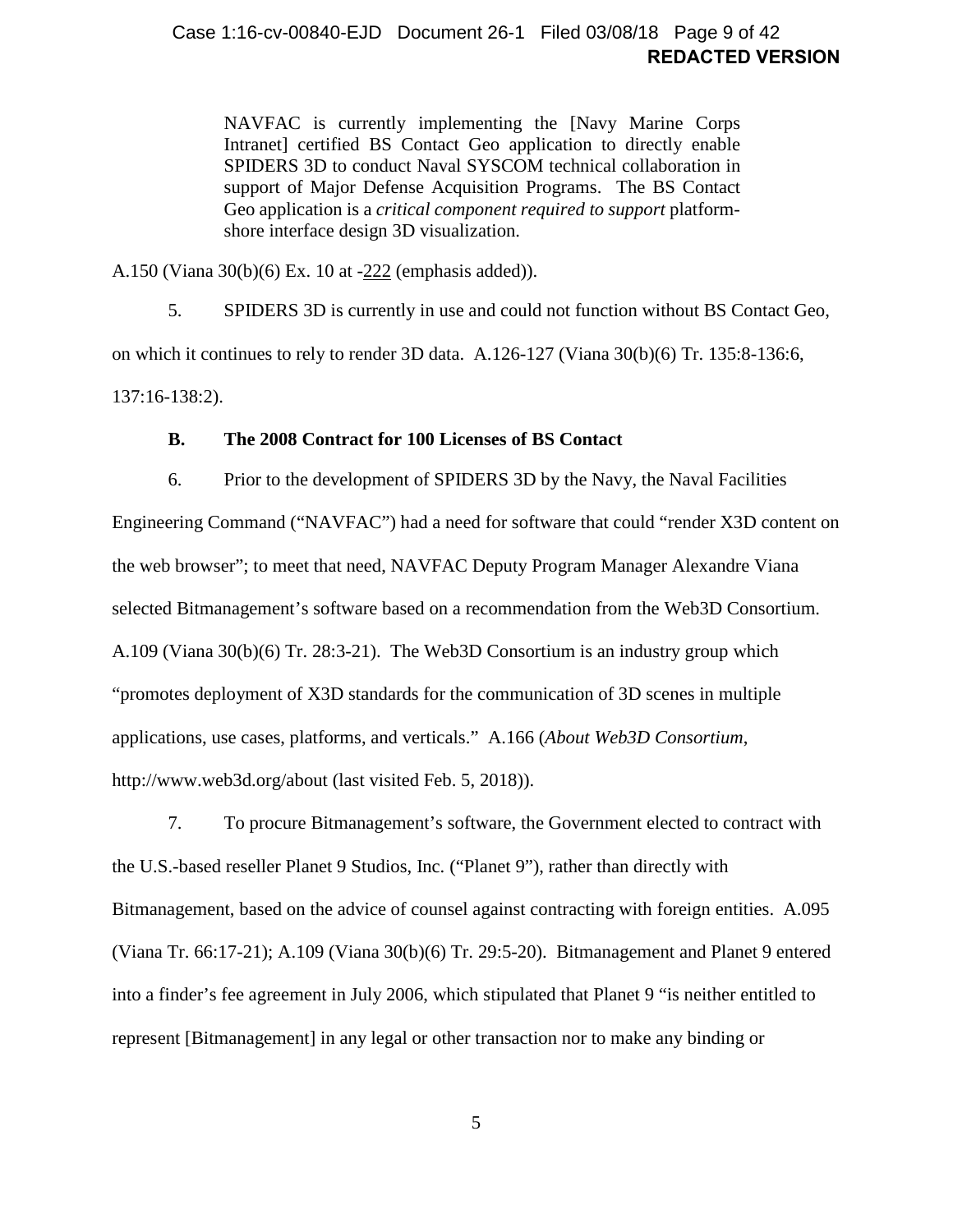> NAVFAC is currently implementing the [Navy Marine Corps Intranet] certified BS Contact Geo application to directly enable SPIDERS 3D to conduct Naval SYSCOM technical collaboration in support of Major Defense Acquisition Programs. The BS Contact Geo application is a *critical component required to support* platform-shore interface design 3D visualization.

A.150 (Viana 30(b)(6) Ex. 10 at -222 (emphasis added)).

5. SPIDERS 3D is currently in use and could not function without BS Contact Geo, on which it continues to rely to render 3D data. A.126-127 (Viana 30(b)(6) Tr. 135:8-136:6, 137:16-138:2).

### B. The 2008 Contract for 100 Licenses of BS Contact

6. Prior to the development of SPIDERS 3D by the Navy, the Naval Facilities Engineering Command ("NAVFAC") had a need for software that could "render X3D content on the web browser"; to meet that need, NAVFAC Deputy Program Manager Alexandre Viana selected Bitmanagement's software based on a recommendation from the Web3D Consortium. A.109 (Viana 30(b)(6) Tr. 28:3-21). The Web3D Consortium is an industry group which "promotes deployment of X3D standards for the communication of 3D scenes in multiple applications, use cases, platforms, and verticals." A.166 (*About Web3D Consortium*, http://www.web3d.org/about (last visited Feb. 5, 2018)).

7. To procure Bitmanagement's software, the Government elected to contract with the U.S.-based reseller Planet 9 Studios, Inc. ("Planet 9"), rather than directly with Bitmanagement, based on the advice of counsel against contracting with foreign entities. A.095 (Viana Tr. 66:17-21); A.109 (Viana 30(b)(6) Tr. 29:5-20). Bitmanagement and Planet 9 entered into a finder's fee agreement in July 2006, which stipulated that Planet 9 "is neither entitled to represent [Bitmanagement] in any legal or other transaction nor to make any binding or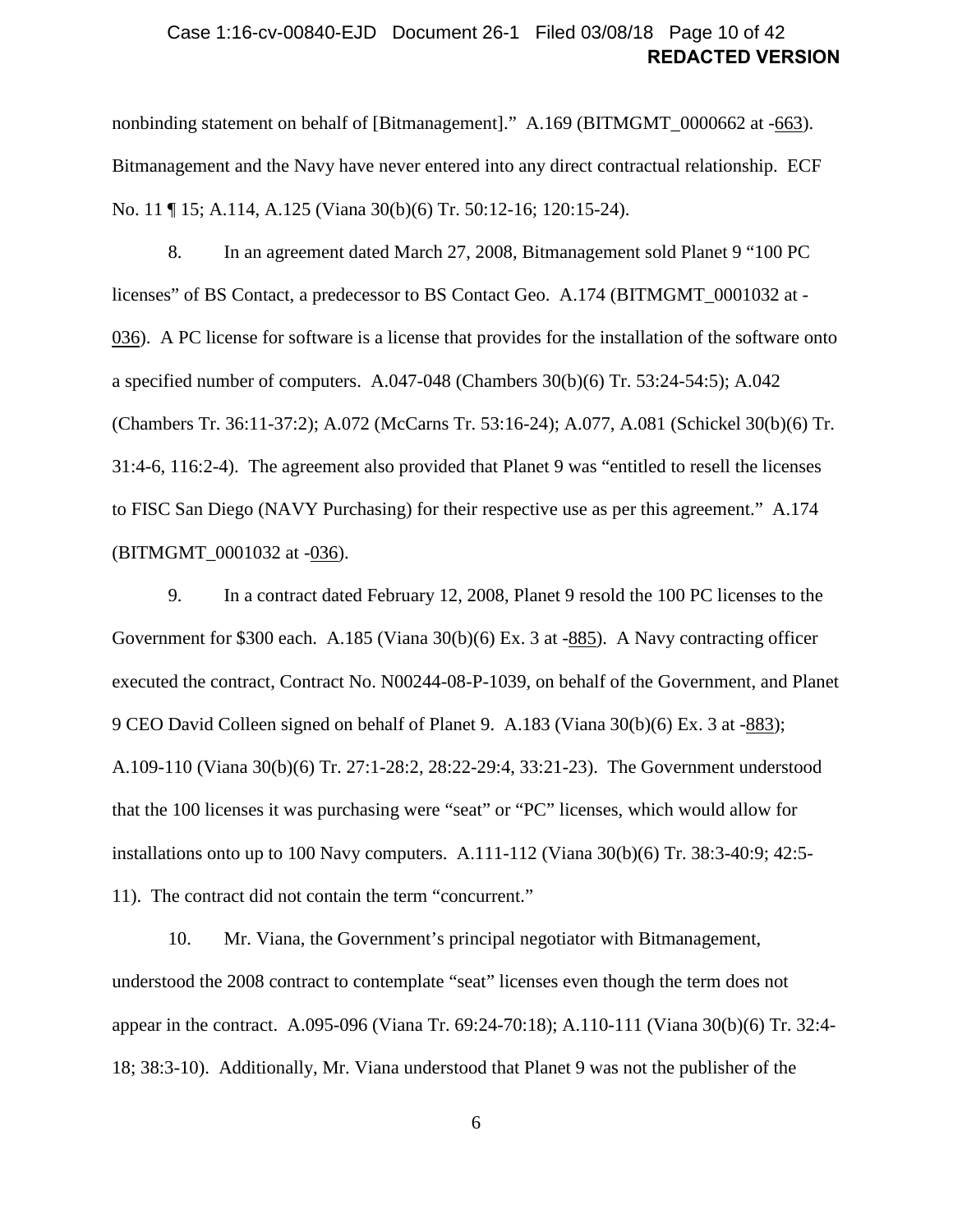nonbinding statement on behalf of [Bitmanagement]." A.169 (BITMGMT_0000662 at -663). Bitmanagement and the Navy have never entered into any direct contractual relationship. ECF No. 11 ¶ 15; A.114, A.125 (Viana 30(b)(6) Tr. 50:12-16; 120:15-24).

8. In an agreement dated March 27, 2008, Bitmanagement sold Planet 9 "100 PC licenses" of BS Contact, a predecessor to BS Contact Geo. A.174 (BITMGMT_0001032 at -036). A PC license for software is a license that provides for the installation of the software onto a specified number of computers. A.047-048 (Chambers 30(b)(6) Tr. 53:24-54:5); A.042 (Chambers Tr. 36:11-37:2); A.072 (McCarns Tr. 53:16-24); A.077, A.081 (Schickel 30(b)(6) Tr. 31:4-6, 116:2-4). The agreement also provided that Planet 9 was "entitled to resell the licenses to FISC San Diego (NAVY Purchasing) for their respective use as per this agreement." A.174 (BITMGMT_0001032 at -036).

9. In a contract dated February 12, 2008, Planet 9 resold the 100 PC licenses to the Government for $300 each. A.185 (Viana 30(b)(6) Ex. 3 at -885). A Navy contracting officer executed the contract, Contract No. N00244-08-P-1039, on behalf of the Government, and Planet 9 CEO David Colleen signed on behalf of Planet 9. A.183 (Viana 30(b)(6) Ex. 3 at -883); A.109-110 (Viana 30(b)(6) Tr. 27:1-28:2, 28:22-29:4, 33:21-23). The Government understood that the 100 licenses it was purchasing were "seat" or "PC" licenses, which would allow for installations onto up to 100 Navy computers. A.111-112 (Viana 30(b)(6) Tr. 38:3-40:9; 42:5-11). The contract did not contain the term "concurrent."

10. Mr. Viana, the Government's principal negotiator with Bitmanagement, understood the 2008 contract to contemplate "seat" licenses even though the term does not appear in the contract. A.095-096 (Viana Tr. 69:24-70:18); A.110-111 (Viana 30(b)(6) Tr. 32:4-18; 38:3-10). Additionally, Mr. Viana understood that Planet 9 was not the publisher of the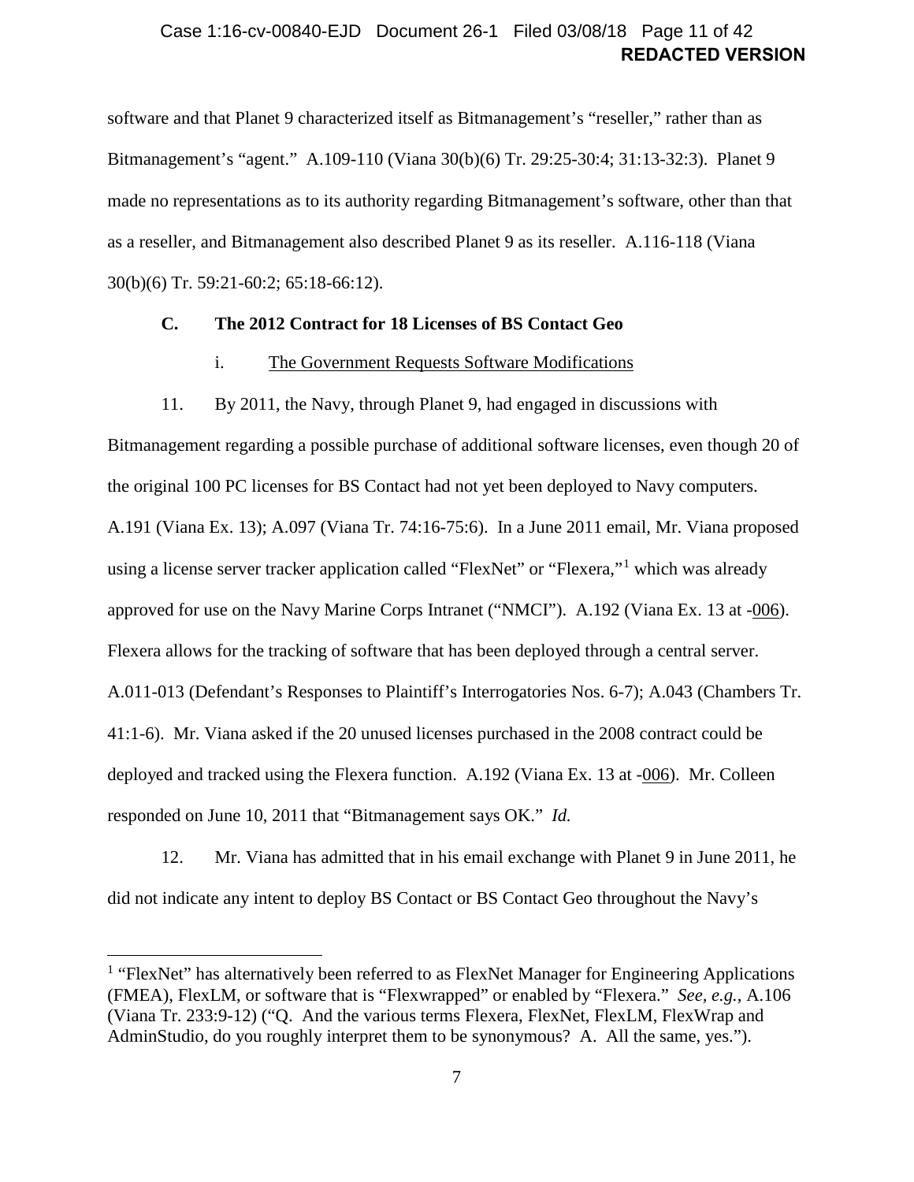software and that Planet 9 characterized itself as Bitmanagement's "reseller," rather than as Bitmanagement's "agent." A.109-110 (Viana 30(b)(6) Tr. 29:25-30:4; 31:13-32:3). Planet 9 made no representations as to its authority regarding Bitmanagement's software, other than that as a reseller, and Bitmanagement also described Planet 9 as its reseller. A.116-118 (Viana 30(b)(6) Tr. 59:21-60:2; 65:18-66:12).

### C. The 2012 Contract for 18 Licenses of BS Contact Geo

#### i. The Government Requests Software Modifications

11. By 2011, the Navy, through Planet 9, had engaged in discussions with Bitmanagement regarding a possible purchase of additional software licenses, even though 20 of the original 100 PC licenses for BS Contact had not yet been deployed to Navy computers. A.191 (Viana Ex. 13); A.097 (Viana Tr. 74:16-75:6). In a June 2011 email, Mr. Viana proposed using a license server tracker application called "FlexNet" or "Flexera,"[1] which was already approved for use on the Navy Marine Corps Intranet ("NMCI"). A.192 (Viana Ex. 13 at -006). Flexera allows for the tracking of software that has been deployed through a central server. A.011-013 (Defendant's Responses to Plaintiff's Interrogatories Nos. 6-7); A.043 (Chambers Tr. 41:1-6). Mr. Viana asked if the 20 unused licenses purchased in the 2008 contract could be deployed and tracked using the Flexera function. A.192 (Viana Ex. 13 at -006). Mr. Colleen responded on June 10, 2011 that "Bitmanagement says OK." *Id.*

12. Mr. Viana has admitted that in his email exchange with Planet 9 in June 2011, he did not indicate any intent to deploy BS Contact or BS Contact Geo throughout the Navy's

[1] "FlexNet" has alternatively been referred to as FlexNet Manager for Engineering Applications (FMEA), FlexLM, or software that is "Flexwrapped" or enabled by "Flexera." *See, e.g.*, A.106 (Viana Tr. 233:9-12) ("Q. And the various terms Flexera, FlexNet, FlexLM, FlexWrap and AdminStudio, do you roughly interpret them to be synonymous? A. All the same, yes.").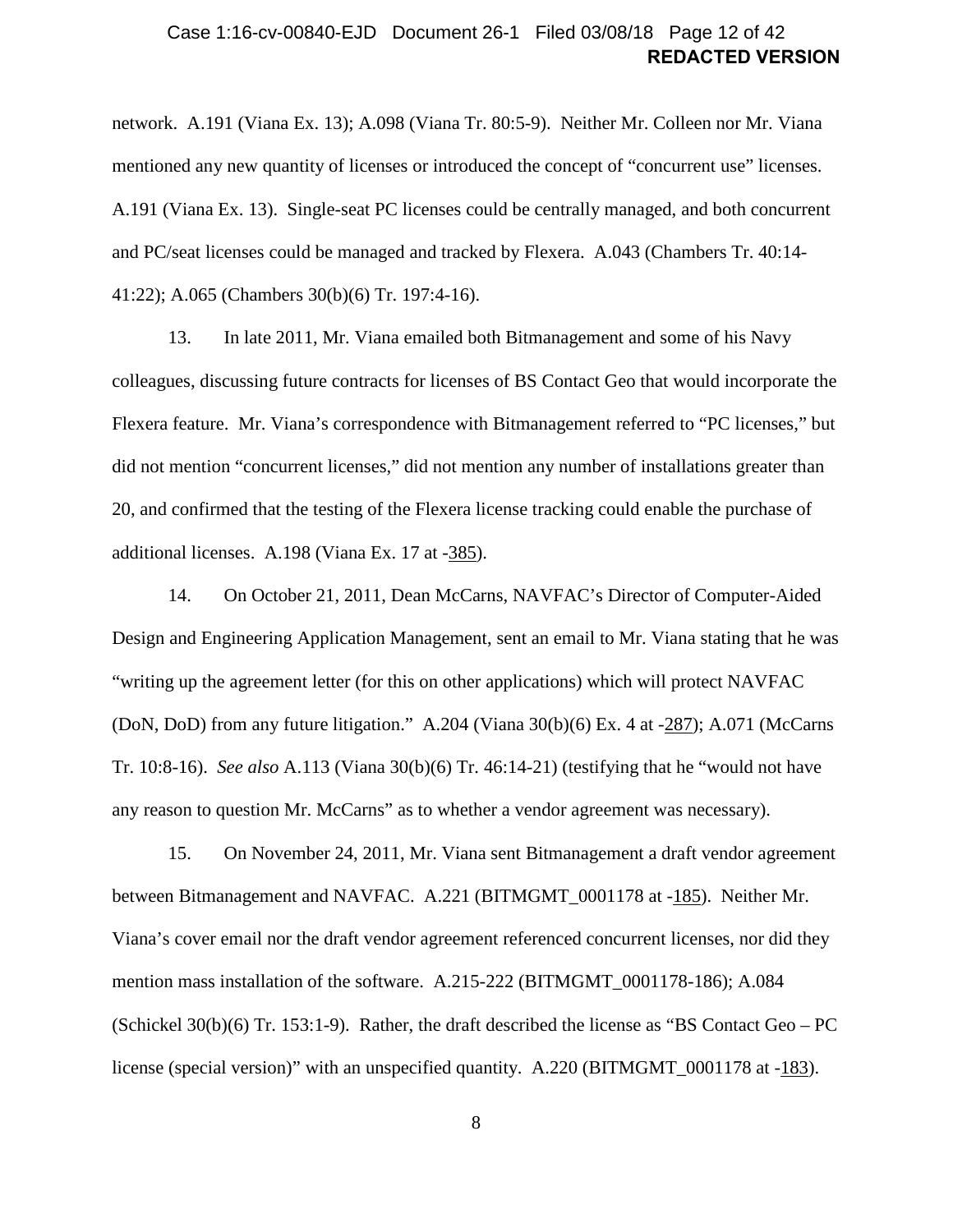network. A.191 (Viana Ex. 13); A.098 (Viana Tr. 80:5-9). Neither Mr. Colleen nor Mr. Viana mentioned any new quantity of licenses or introduced the concept of "concurrent use" licenses. A.191 (Viana Ex. 13). Single-seat PC licenses could be centrally managed, and both concurrent and PC/seat licenses could be managed and tracked by Flexera. A.043 (Chambers Tr. 40:14-41:22); A.065 (Chambers 30(b)(6) Tr. 197:4-16).

13. In late 2011, Mr. Viana emailed both Bitmanagement and some of his Navy colleagues, discussing future contracts for licenses of BS Contact Geo that would incorporate the Flexera feature. Mr. Viana's correspondence with Bitmanagement referred to "PC licenses," but did not mention "concurrent licenses," did not mention any number of installations greater than 20, and confirmed that the testing of the Flexera license tracking could enable the purchase of additional licenses. A.198 (Viana Ex. 17 at -385).

14. On October 21, 2011, Dean McCarns, NAVFAC's Director of Computer-Aided Design and Engineering Application Management, sent an email to Mr. Viana stating that he was "writing up the agreement letter (for this on other applications) which will protect NAVFAC (DoN, DoD) from any future litigation." A.204 (Viana 30(b)(6) Ex. 4 at -287); A.071 (McCarns Tr. 10:8-16). *See also* A.113 (Viana 30(b)(6) Tr. 46:14-21) (testifying that he "would not have any reason to question Mr. McCarns" as to whether a vendor agreement was necessary).

15. On November 24, 2011, Mr. Viana sent Bitmanagement a draft vendor agreement between Bitmanagement and NAVFAC. A.221 (BITMGMT_0001178 at -185). Neither Mr. Viana's cover email nor the draft vendor agreement referenced concurrent licenses, nor did they mention mass installation of the software. A.215-222 (BITMGMT_0001178-186); A.084 (Schickel 30(b)(6) Tr. 153:1-9). Rather, the draft described the license as "BS Contact Geo – PC license (special version)" with an unspecified quantity. A.220 (BITMGMT_0001178 at -183).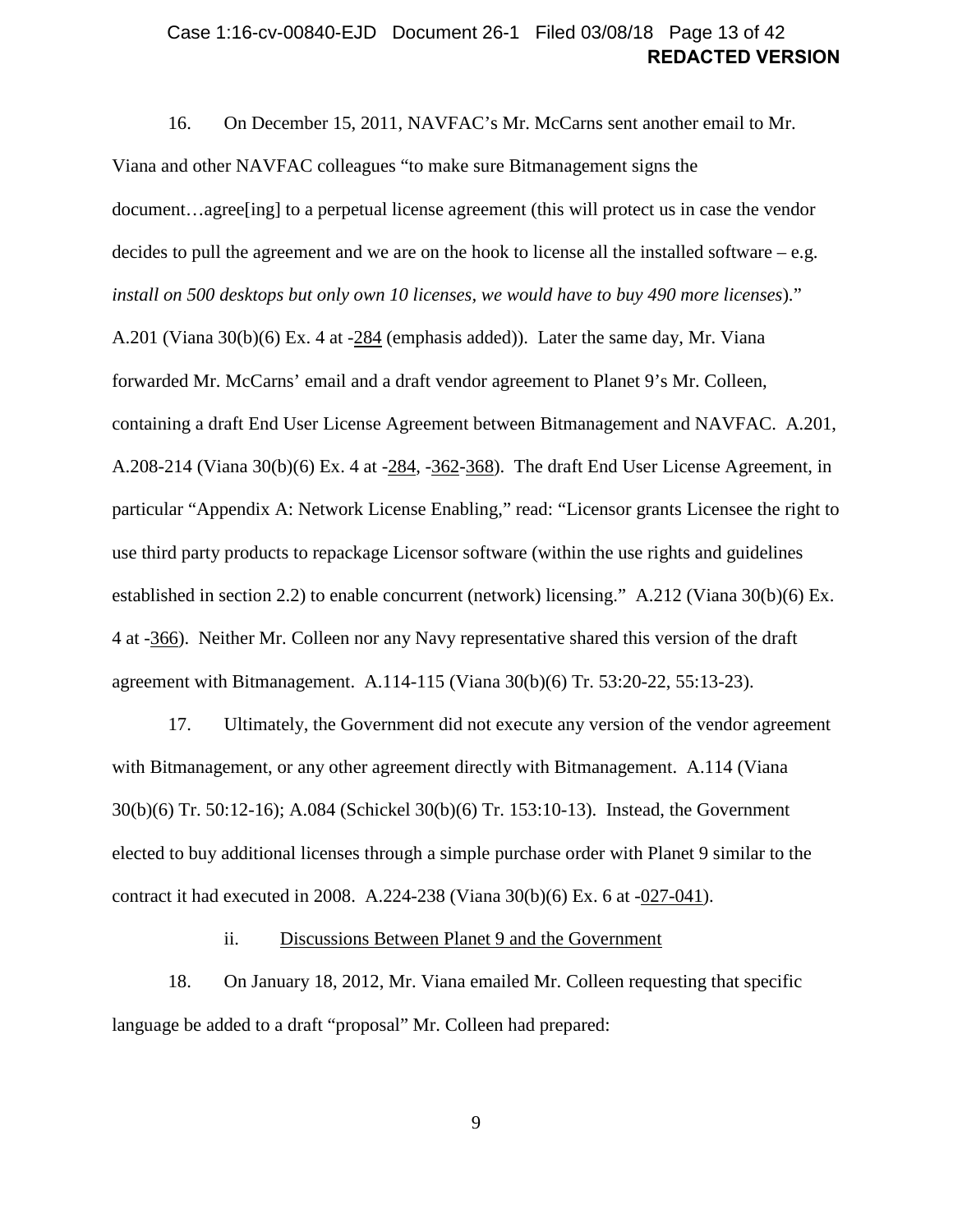16. On December 15, 2011, NAVFAC's Mr. McCarns sent another email to Mr. Viana and other NAVFAC colleagues "to make sure Bitmanagement signs the document…agree[ing] to a perpetual license agreement (this will protect us in case the vendor decides to pull the agreement and we are on the hook to license all the installed software – e.g. *install on 500 desktops but only own 10 licenses, we would have to buy 490 more licenses*)." A.201 (Viana 30(b)(6) Ex. 4 at -284 (emphasis added)). Later the same day, Mr. Viana forwarded Mr. McCarns' email and a draft vendor agreement to Planet 9's Mr. Colleen, containing a draft End User License Agreement between Bitmanagement and NAVFAC. A.201, A.208-214 (Viana 30(b)(6) Ex. 4 at -284, -362-368). The draft End User License Agreement, in particular "Appendix A: Network License Enabling," read: "Licensor grants Licensee the right to use third party products to repackage Licensor software (within the use rights and guidelines established in section 2.2) to enable concurrent (network) licensing." A.212 (Viana 30(b)(6) Ex. 4 at -366). Neither Mr. Colleen nor any Navy representative shared this version of the draft agreement with Bitmanagement. A.114-115 (Viana 30(b)(6) Tr. 53:20-22, 55:13-23).

17. Ultimately, the Government did not execute any version of the vendor agreement with Bitmanagement, or any other agreement directly with Bitmanagement. A.114 (Viana 30(b)(6) Tr. 50:12-16); A.084 (Schickel 30(b)(6) Tr. 153:10-13). Instead, the Government elected to buy additional licenses through a simple purchase order with Planet 9 similar to the contract it had executed in 2008. A.224-238 (Viana 30(b)(6) Ex. 6 at -027-041).

ii. Discussions Between Planet 9 and the Government

18. On January 18, 2012, Mr. Viana emailed Mr. Colleen requesting that specific language be added to a draft "proposal" Mr. Colleen had prepared: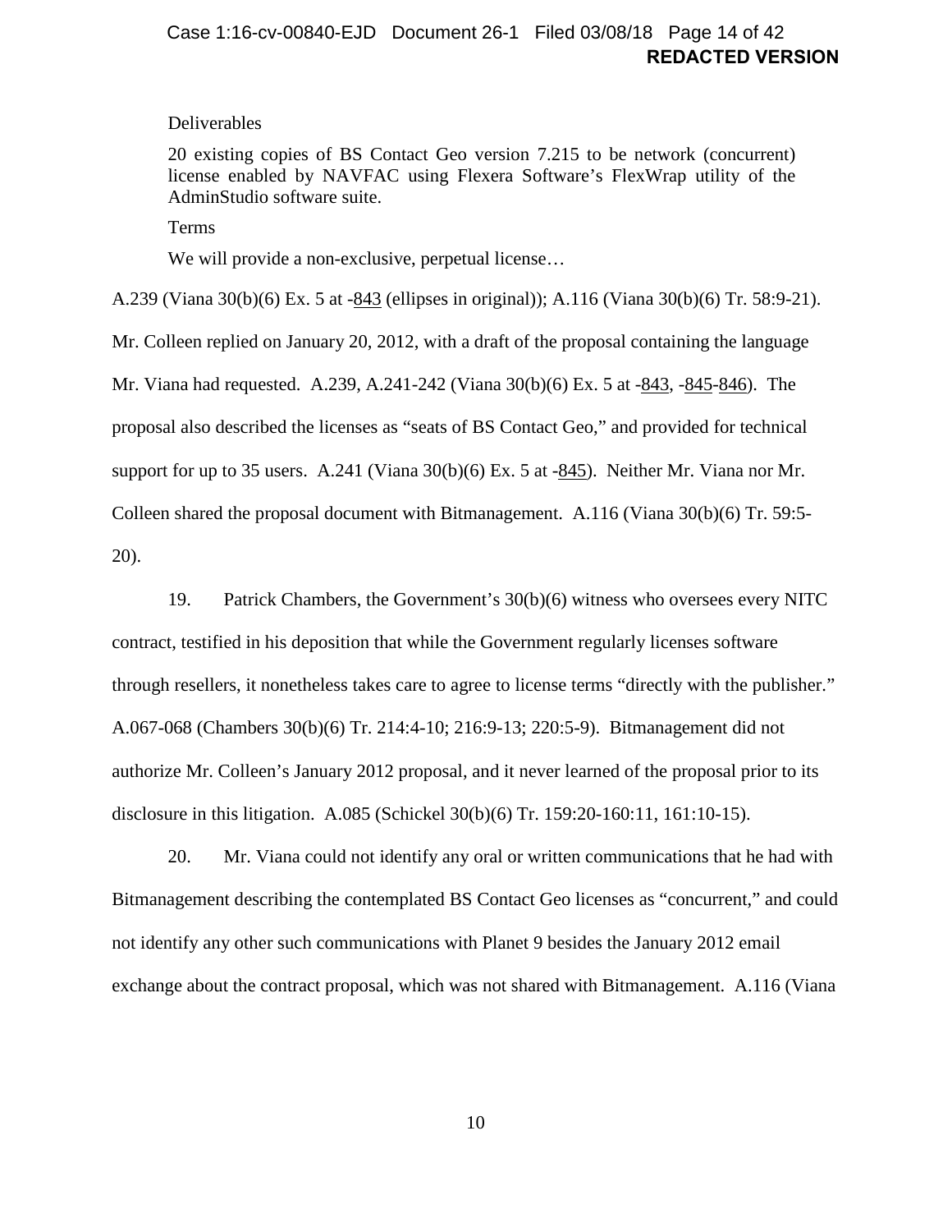> Deliverables
>
> 20 existing copies of BS Contact Geo version 7.215 to be network (concurrent) license enabled by NAVFAC using Flexera Software's FlexWrap utility of the AdminStudio software suite.
>
> Terms
>
> We will provide a non-exclusive, perpetual license…

A.239 (Viana 30(b)(6) Ex. 5 at -843 (ellipses in original)); A.116 (Viana 30(b)(6) Tr. 58:9-21). Mr. Colleen replied on January 20, 2012, with a draft of the proposal containing the language Mr. Viana had requested. A.239, A.241-242 (Viana 30(b)(6) Ex. 5 at -843, -845-846). The proposal also described the licenses as "seats of BS Contact Geo," and provided for technical support for up to 35 users. A.241 (Viana 30(b)(6) Ex. 5 at -845). Neither Mr. Viana nor Mr. Colleen shared the proposal document with Bitmanagement. A.116 (Viana 30(b)(6) Tr. 59:5-20).

19. Patrick Chambers, the Government's 30(b)(6) witness who oversees every NITC contract, testified in his deposition that while the Government regularly licenses software through resellers, it nonetheless takes care to agree to license terms "directly with the publisher." A.067-068 (Chambers 30(b)(6) Tr. 214:4-10; 216:9-13; 220:5-9). Bitmanagement did not authorize Mr. Colleen's January 2012 proposal, and it never learned of the proposal prior to its disclosure in this litigation. A.085 (Schickel 30(b)(6) Tr. 159:20-160:11, 161:10-15).

20. Mr. Viana could not identify any oral or written communications that he had with Bitmanagement describing the contemplated BS Contact Geo licenses as "concurrent," and could not identify any other such communications with Planet 9 besides the January 2012 email exchange about the contract proposal, which was not shared with Bitmanagement. A.116 (Viana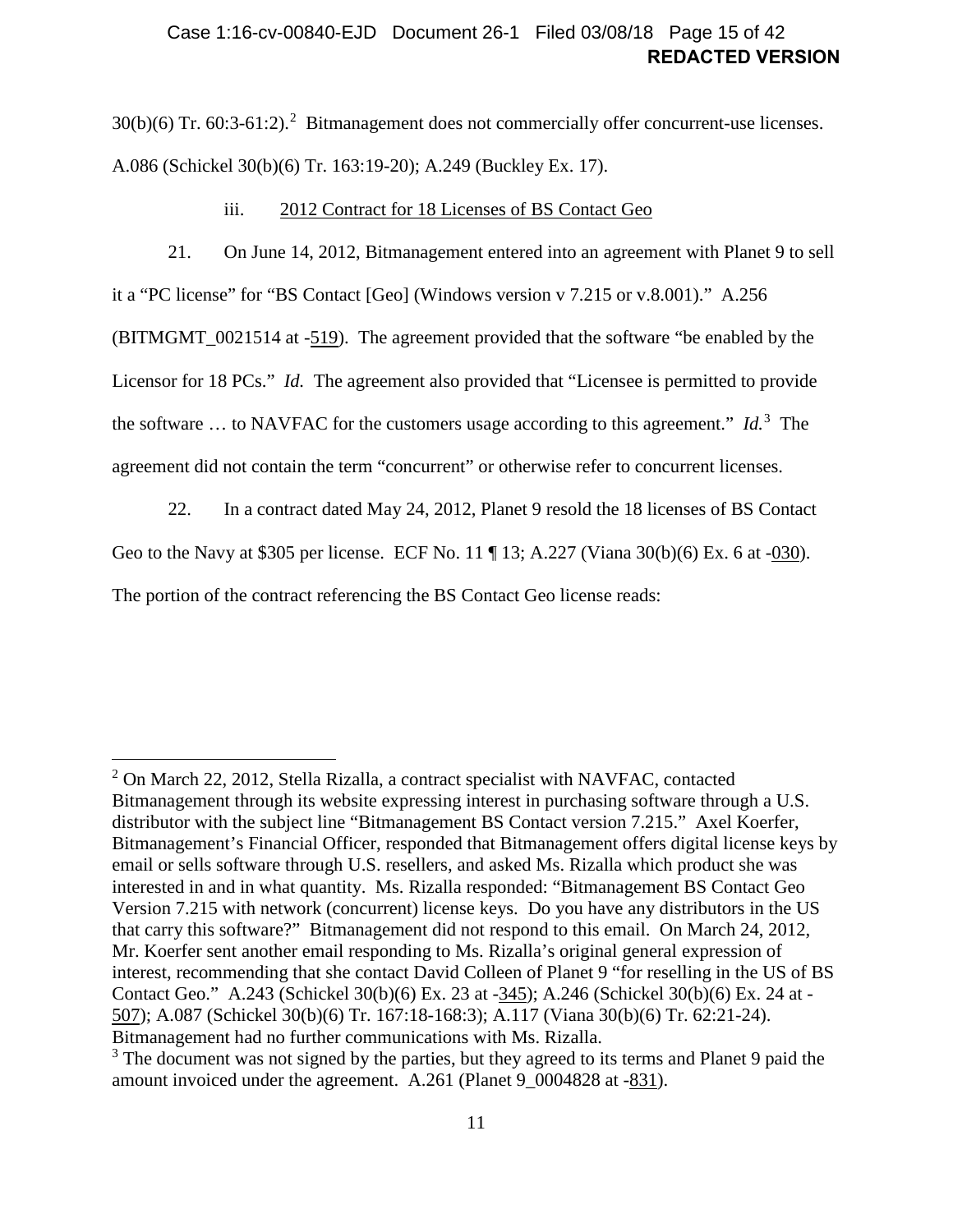30(b)(6) Tr. 60:3-61:2).[2] Bitmanagement does not commercially offer concurrent-use licenses. A.086 (Schickel 30(b)(6) Tr. 163:19-20); A.249 (Buckley Ex. 17).

iii. 2012 Contract for 18 Licenses of BS Contact Geo

21. On June 14, 2012, Bitmanagement entered into an agreement with Planet 9 to sell it a "PC license" for "BS Contact [Geo] (Windows version v 7.215 or v.8.001)." A.256 (BITMGMT_0021514 at -519). The agreement provided that the software "be enabled by the Licensor for 18 PCs." *Id.* The agreement also provided that "Licensee is permitted to provide the software … to NAVFAC for the customers usage according to this agreement." *Id.*[3] The agreement did not contain the term "concurrent" or otherwise refer to concurrent licenses.

22. In a contract dated May 24, 2012, Planet 9 resold the 18 licenses of BS Contact Geo to the Navy at $305 per license. ECF No. 11 ¶ 13; A.227 (Viana 30(b)(6) Ex. 6 at -030). The portion of the contract referencing the BS Contact Geo license reads:

---

[2] On March 22, 2012, Stella Rizalla, a contract specialist with NAVFAC, contacted Bitmanagement through its website expressing interest in purchasing software through a U.S. distributor with the subject line "Bitmanagement BS Contact version 7.215." Axel Koerfer, Bitmanagement's Financial Officer, responded that Bitmanagement offers digital license keys by email or sells software through U.S. resellers, and asked Ms. Rizalla which product she was interested in and in what quantity. Ms. Rizalla responded: "Bitmanagement BS Contact Geo Version 7.215 with network (concurrent) license keys. Do you have any distributors in the US that carry this software?" Bitmanagement did not respond to this email. On March 24, 2012, Mr. Koerfer sent another email responding to Ms. Rizalla's original general expression of interest, recommending that she contact David Colleen of Planet 9 "for reselling in the US of BS Contact Geo." A.243 (Schickel 30(b)(6) Ex. 23 at -345); A.246 (Schickel 30(b)(6) Ex. 24 at -507); A.087 (Schickel 30(b)(6) Tr. 167:18-168:3); A.117 (Viana 30(b)(6) Tr. 62:21-24). Bitmanagement had no further communications with Ms. Rizalla.

[3] The document was not signed by the parties, but they agreed to its terms and Planet 9 paid the amount invoiced under the agreement. A.261 (Planet 9_0004828 at -831).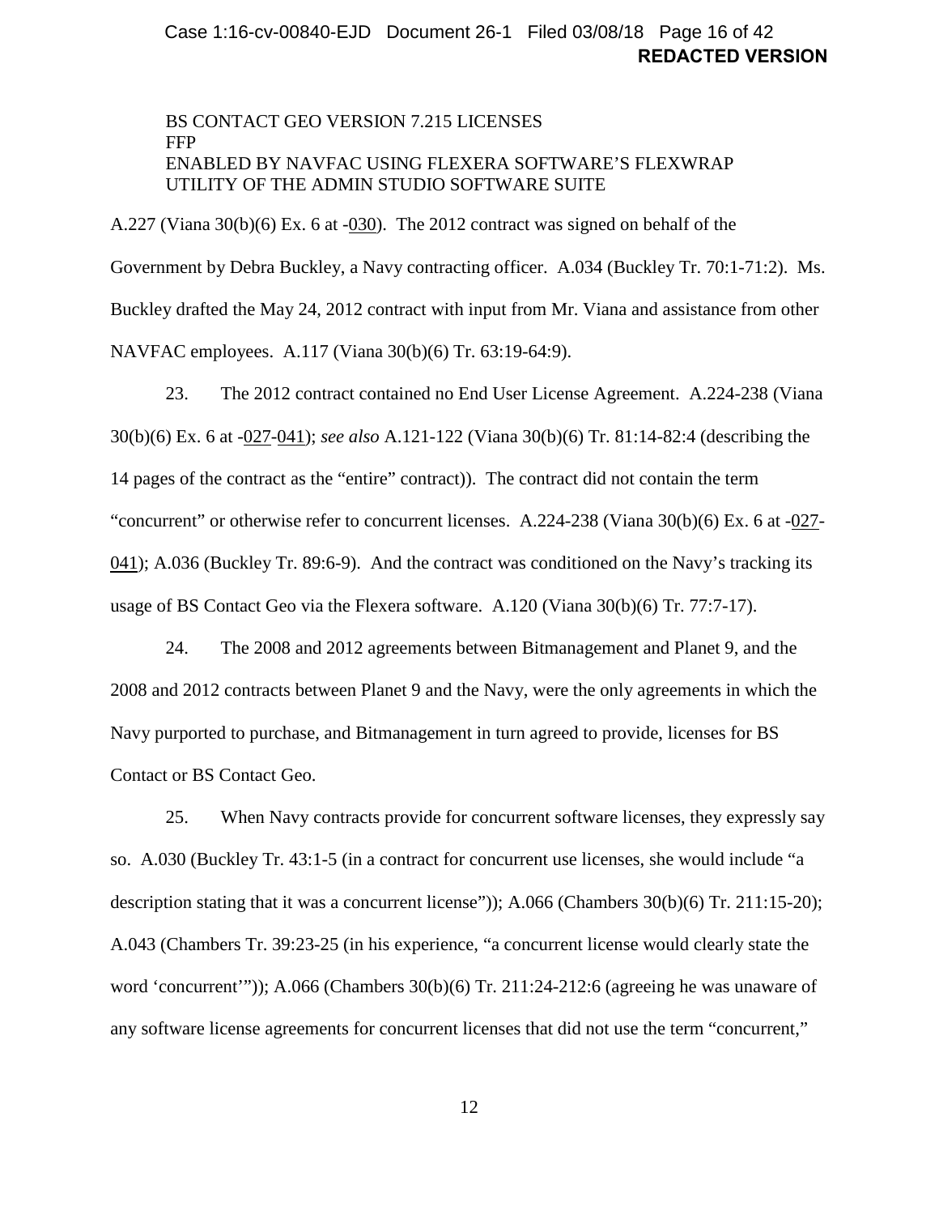BS CONTACT GEO VERSION 7.215 LICENSES
FFP
ENABLED BY NAVFAC USING FLEXERA SOFTWARE'S FLEXWRAP
UTILITY OF THE ADMIN STUDIO SOFTWARE SUITE

A.227 (Viana 30(b)(6) Ex. 6 at -030). The 2012 contract was signed on behalf of the Government by Debra Buckley, a Navy contracting officer. A.034 (Buckley Tr. 70:1-71:2). Ms. Buckley drafted the May 24, 2012 contract with input from Mr. Viana and assistance from other NAVFAC employees. A.117 (Viana 30(b)(6) Tr. 63:19-64:9).

23. The 2012 contract contained no End User License Agreement. A.224-238 (Viana 30(b)(6) Ex. 6 at -027-041); *see also* A.121-122 (Viana 30(b)(6) Tr. 81:14-82:4 (describing the 14 pages of the contract as the "entire" contract)). The contract did not contain the term "concurrent" or otherwise refer to concurrent licenses. A.224-238 (Viana 30(b)(6) Ex. 6 at -027-041); A.036 (Buckley Tr. 89:6-9). And the contract was conditioned on the Navy's tracking its usage of BS Contact Geo via the Flexera software. A.120 (Viana 30(b)(6) Tr. 77:7-17).

24. The 2008 and 2012 agreements between Bitmanagement and Planet 9, and the 2008 and 2012 contracts between Planet 9 and the Navy, were the only agreements in which the Navy purported to purchase, and Bitmanagement in turn agreed to provide, licenses for BS Contact or BS Contact Geo.

25. When Navy contracts provide for concurrent software licenses, they expressly say so. A.030 (Buckley Tr. 43:1-5 (in a contract for concurrent use licenses, she would include "a description stating that it was a concurrent license")); A.066 (Chambers 30(b)(6) Tr. 211:15-20); A.043 (Chambers Tr. 39:23-25 (in his experience, "a concurrent license would clearly state the word 'concurrent'")); A.066 (Chambers 30(b)(6) Tr. 211:24-212:6 (agreeing he was unaware of any software license agreements for concurrent licenses that did not use the term "concurrent,"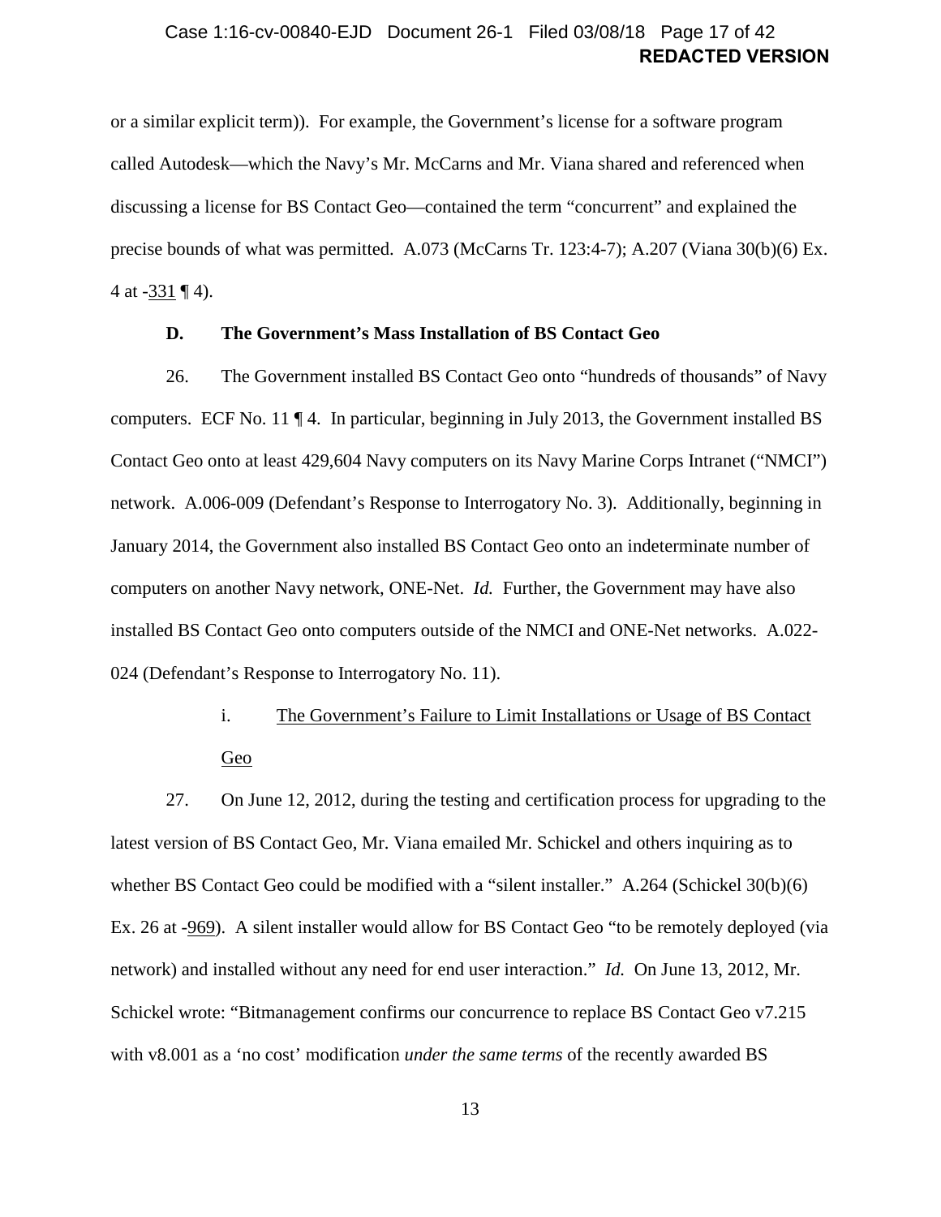or a similar explicit term)). For example, the Government's license for a software program called Autodesk—which the Navy's Mr. McCarns and Mr. Viana shared and referenced when discussing a license for BS Contact Geo—contained the term "concurrent" and explained the precise bounds of what was permitted. A.073 (McCarns Tr. 123:4-7); A.207 (Viana 30(b)(6) Ex. 4 at -331 ¶ 4).

### D. The Government's Mass Installation of BS Contact Geo

26. The Government installed BS Contact Geo onto "hundreds of thousands" of Navy computers. ECF No. 11 ¶ 4. In particular, beginning in July 2013, the Government installed BS Contact Geo onto at least 429,604 Navy computers on its Navy Marine Corps Intranet ("NMCI") network. A.006-009 (Defendant's Response to Interrogatory No. 3). Additionally, beginning in January 2014, the Government also installed BS Contact Geo onto an indeterminate number of computers on another Navy network, ONE-Net. *Id.* Further, the Government may have also installed BS Contact Geo onto computers outside of the NMCI and ONE-Net networks. A.022-024 (Defendant's Response to Interrogatory No. 11).

#### i. The Government's Failure to Limit Installations or Usage of BS Contact Geo

27. On June 12, 2012, during the testing and certification process for upgrading to the latest version of BS Contact Geo, Mr. Viana emailed Mr. Schickel and others inquiring as to whether BS Contact Geo could be modified with a "silent installer." A.264 (Schickel 30(b)(6) Ex. 26 at -969). A silent installer would allow for BS Contact Geo "to be remotely deployed (via network) and installed without any need for end user interaction." *Id.* On June 13, 2012, Mr. Schickel wrote: "Bitmanagement confirms our concurrence to replace BS Contact Geo v7.215 with v8.001 as a 'no cost' modification *under the same terms* of the recently awarded BS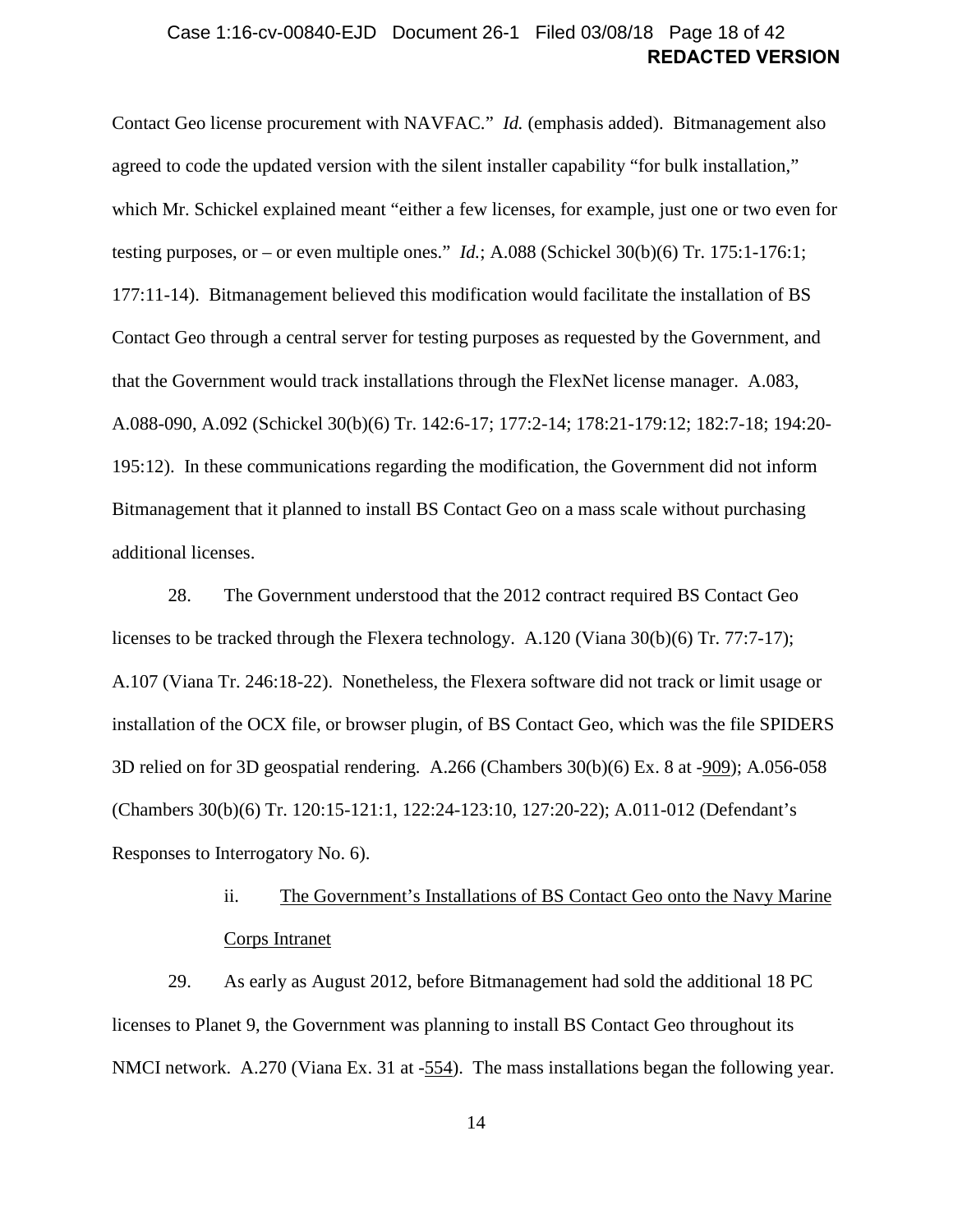Contact Geo license procurement with NAVFAC." *Id.* (emphasis added). Bitmanagement also agreed to code the updated version with the silent installer capability "for bulk installation," which Mr. Schickel explained meant "either a few licenses, for example, just one or two even for testing purposes, or – or even multiple ones." *Id.*; A.088 (Schickel 30(b)(6) Tr. 175:1-176:1; 177:11-14). Bitmanagement believed this modification would facilitate the installation of BS Contact Geo through a central server for testing purposes as requested by the Government, and that the Government would track installations through the FlexNet license manager. A.083, A.088-090, A.092 (Schickel 30(b)(6) Tr. 142:6-17; 177:2-14; 178:21-179:12; 182:7-18; 194:20-195:12). In these communications regarding the modification, the Government did not inform Bitmanagement that it planned to install BS Contact Geo on a mass scale without purchasing additional licenses.

28. The Government understood that the 2012 contract required BS Contact Geo licenses to be tracked through the Flexera technology. A.120 (Viana 30(b)(6) Tr. 77:7-17); A.107 (Viana Tr. 246:18-22). Nonetheless, the Flexera software did not track or limit usage or installation of the OCX file, or browser plugin, of BS Contact Geo, which was the file SPIDERS 3D relied on for 3D geospatial rendering. A.266 (Chambers 30(b)(6) Ex. 8 at -909); A.056-058 (Chambers 30(b)(6) Tr. 120:15-121:1, 122:24-123:10, 127:20-22); A.011-012 (Defendant's Responses to Interrogatory No. 6).

ii. The Government's Installations of BS Contact Geo onto the Navy Marine Corps Intranet

29. As early as August 2012, before Bitmanagement had sold the additional 18 PC licenses to Planet 9, the Government was planning to install BS Contact Geo throughout its NMCI network. A.270 (Viana Ex. 31 at -554). The mass installations began the following year.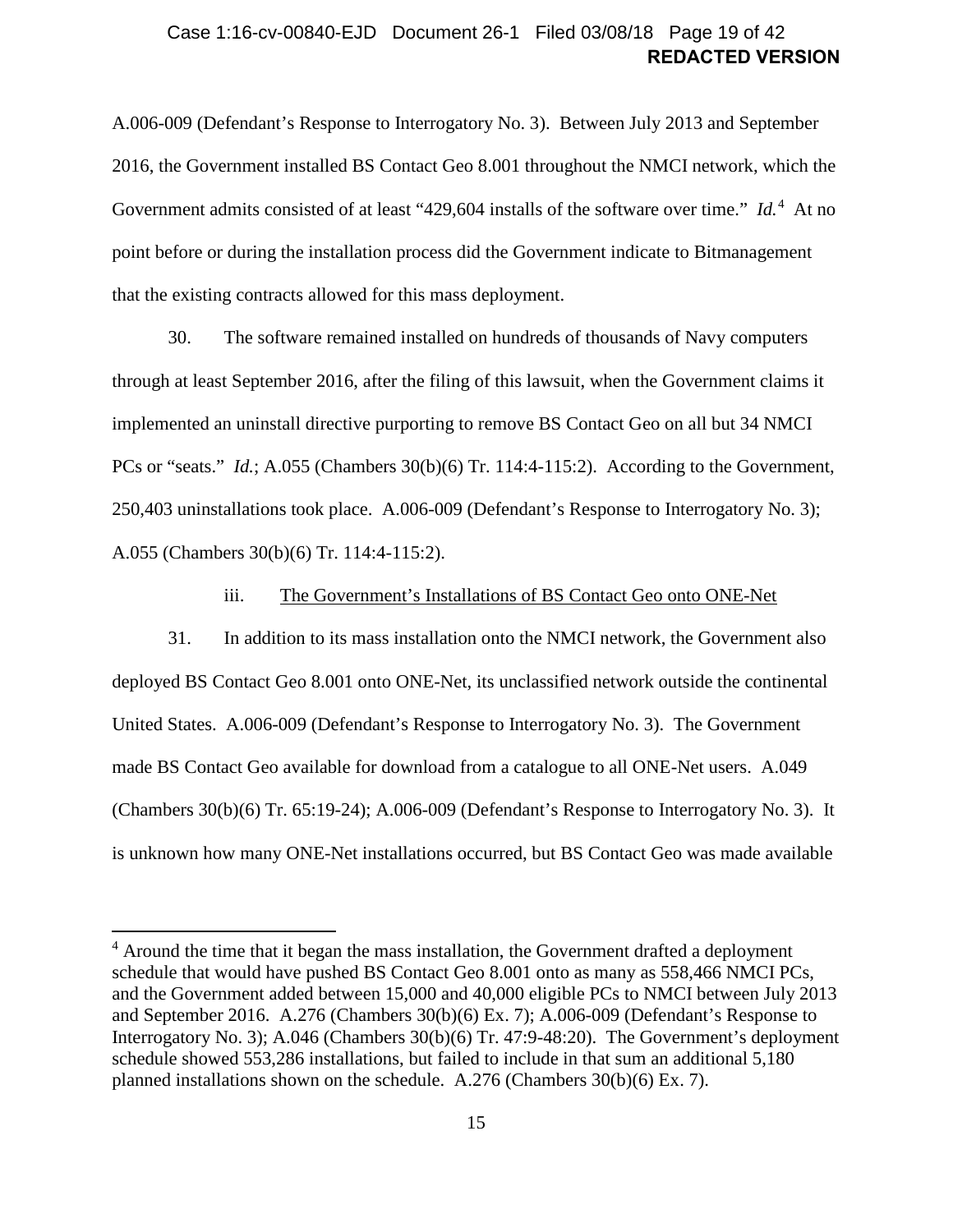A.006-009 (Defendant's Response to Interrogatory No. 3). Between July 2013 and September 2016, the Government installed BS Contact Geo 8.001 throughout the NMCI network, which the Government admits consisted of at least "429,604 installs of the software over time." *Id.*[4] At no point before or during the installation process did the Government indicate to Bitmanagement that the existing contracts allowed for this mass deployment.

30. The software remained installed on hundreds of thousands of Navy computers through at least September 2016, after the filing of this lawsuit, when the Government claims it implemented an uninstall directive purporting to remove BS Contact Geo on all but 34 NMCI PCs or "seats." *Id.*; A.055 (Chambers 30(b)(6) Tr. 114:4-115:2). According to the Government, 250,403 uninstallations took place. A.006-009 (Defendant's Response to Interrogatory No. 3); A.055 (Chambers 30(b)(6) Tr. 114:4-115:2).

iii. <u>The Government's Installations of BS Contact Geo onto ONE-Net</u>

31. In addition to its mass installation onto the NMCI network, the Government also deployed BS Contact Geo 8.001 onto ONE-Net, its unclassified network outside the continental United States. A.006-009 (Defendant's Response to Interrogatory No. 3). The Government made BS Contact Geo available for download from a catalogue to all ONE-Net users. A.049 (Chambers 30(b)(6) Tr. 65:19-24); A.006-009 (Defendant's Response to Interrogatory No. 3). It is unknown how many ONE-Net installations occurred, but BS Contact Geo was made available

---

[4] Around the time that it began the mass installation, the Government drafted a deployment schedule that would have pushed BS Contact Geo 8.001 onto as many as 558,466 NMCI PCs, and the Government added between 15,000 and 40,000 eligible PCs to NMCI between July 2013 and September 2016. A.276 (Chambers 30(b)(6) Ex. 7); A.006-009 (Defendant's Response to Interrogatory No. 3); A.046 (Chambers 30(b)(6) Tr. 47:9-48:20). The Government's deployment schedule showed 553,286 installations, but failed to include in that sum an additional 5,180 planned installations shown on the schedule. A.276 (Chambers 30(b)(6) Ex. 7).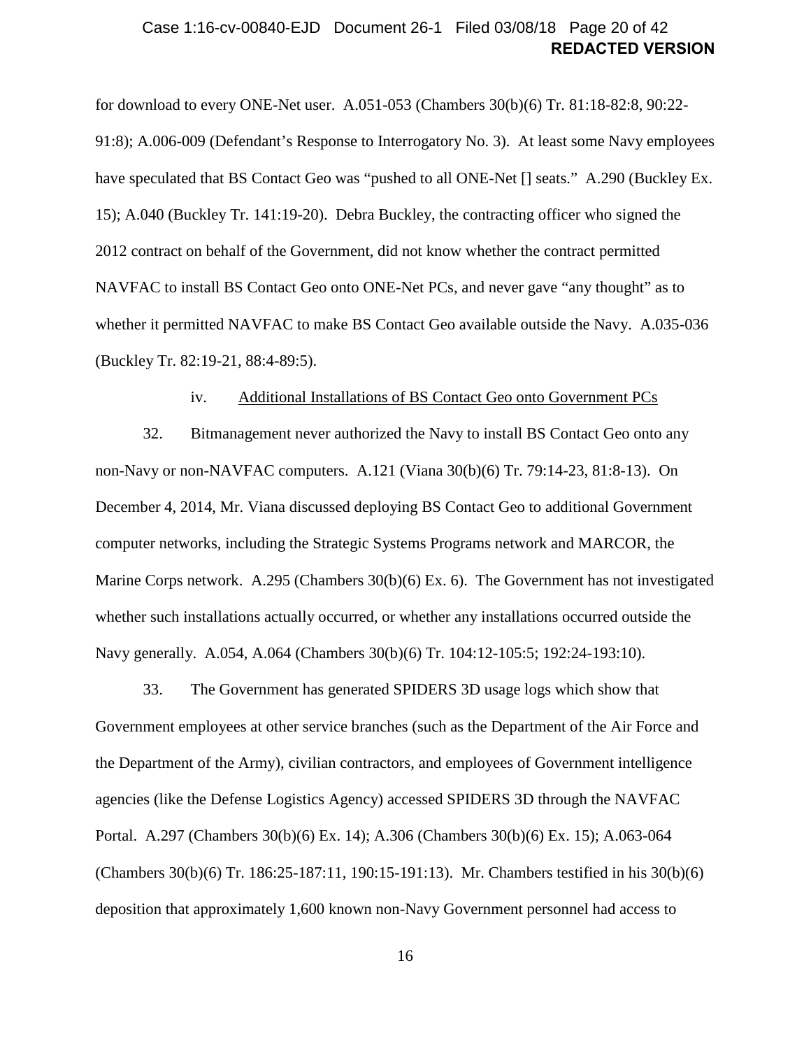for download to every ONE-Net user. A.051-053 (Chambers 30(b)(6) Tr. 81:18-82:8, 90:22-91:8); A.006-009 (Defendant's Response to Interrogatory No. 3). At least some Navy employees have speculated that BS Contact Geo was "pushed to all ONE-Net [] seats." A.290 (Buckley Ex. 15); A.040 (Buckley Tr. 141:19-20). Debra Buckley, the contracting officer who signed the 2012 contract on behalf of the Government, did not know whether the contract permitted NAVFAC to install BS Contact Geo onto ONE-Net PCs, and never gave "any thought" as to whether it permitted NAVFAC to make BS Contact Geo available outside the Navy. A.035-036 (Buckley Tr. 82:19-21, 88:4-89:5).

iv. Additional Installations of BS Contact Geo onto Government PCs

32. Bitmanagement never authorized the Navy to install BS Contact Geo onto any non-Navy or non-NAVFAC computers. A.121 (Viana 30(b)(6) Tr. 79:14-23, 81:8-13). On December 4, 2014, Mr. Viana discussed deploying BS Contact Geo to additional Government computer networks, including the Strategic Systems Programs network and MARCOR, the Marine Corps network. A.295 (Chambers 30(b)(6) Ex. 6). The Government has not investigated whether such installations actually occurred, or whether any installations occurred outside the Navy generally. A.054, A.064 (Chambers 30(b)(6) Tr. 104:12-105:5; 192:24-193:10).

33. The Government has generated SPIDERS 3D usage logs which show that Government employees at other service branches (such as the Department of the Air Force and the Department of the Army), civilian contractors, and employees of Government intelligence agencies (like the Defense Logistics Agency) accessed SPIDERS 3D through the NAVFAC Portal. A.297 (Chambers 30(b)(6) Ex. 14); A.306 (Chambers 30(b)(6) Ex. 15); A.063-064 (Chambers 30(b)(6) Tr. 186:25-187:11, 190:15-191:13). Mr. Chambers testified in his 30(b)(6) deposition that approximately 1,600 known non-Navy Government personnel had access to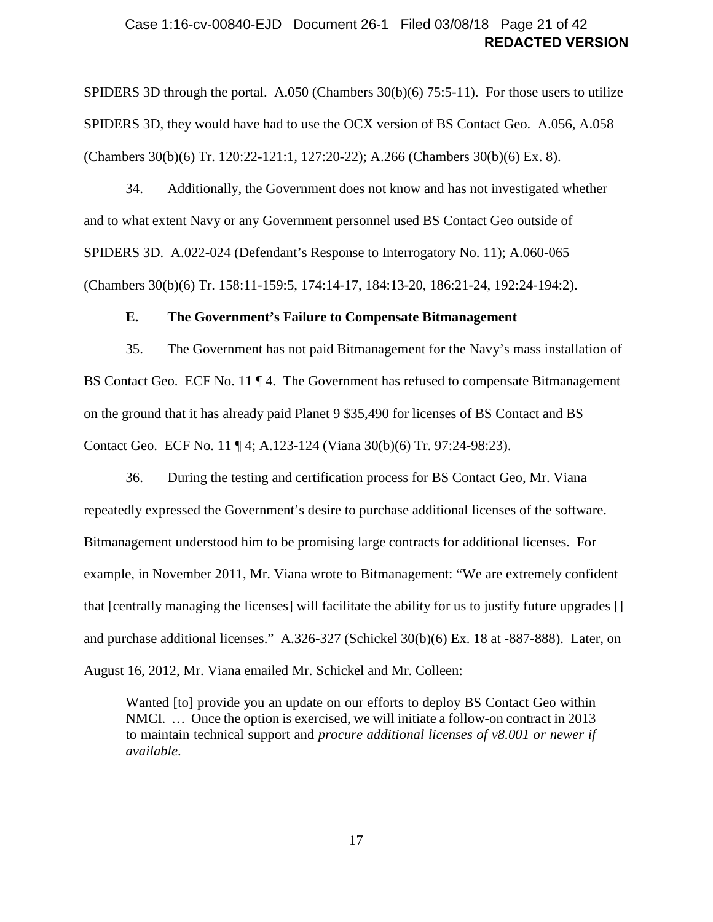SPIDERS 3D through the portal. A.050 (Chambers 30(b)(6) 75:5-11). For those users to utilize SPIDERS 3D, they would have had to use the OCX version of BS Contact Geo. A.056, A.058 (Chambers 30(b)(6) Tr. 120:22-121:1, 127:20-22); A.266 (Chambers 30(b)(6) Ex. 8).

34. Additionally, the Government does not know and has not investigated whether and to what extent Navy or any Government personnel used BS Contact Geo outside of SPIDERS 3D. A.022-024 (Defendant's Response to Interrogatory No. 11); A.060-065 (Chambers 30(b)(6) Tr. 158:11-159:5, 174:14-17, 184:13-20, 186:21-24, 192:24-194:2).

### E. The Government's Failure to Compensate Bitmanagement

35. The Government has not paid Bitmanagement for the Navy's mass installation of BS Contact Geo. ECF No. 11 ¶ 4. The Government has refused to compensate Bitmanagement on the ground that it has already paid Planet 9 $35,490 for licenses of BS Contact and BS Contact Geo. ECF No. 11 ¶ 4; A.123-124 (Viana 30(b)(6) Tr. 97:24-98:23).

36. During the testing and certification process for BS Contact Geo, Mr. Viana repeatedly expressed the Government's desire to purchase additional licenses of the software. Bitmanagement understood him to be promising large contracts for additional licenses. For example, in November 2011, Mr. Viana wrote to Bitmanagement: "We are extremely confident that [centrally managing the licenses] will facilitate the ability for us to justify future upgrades [] and purchase additional licenses." A.326-327 (Schickel 30(b)(6) Ex. 18 at -887-888). Later, on August 16, 2012, Mr. Viana emailed Mr. Schickel and Mr. Colleen:

> Wanted [to] provide you an update on our efforts to deploy BS Contact Geo within NMCI. … Once the option is exercised, we will initiate a follow-on contract in 2013 to maintain technical support and *procure additional licenses of v8.001 or newer if available*.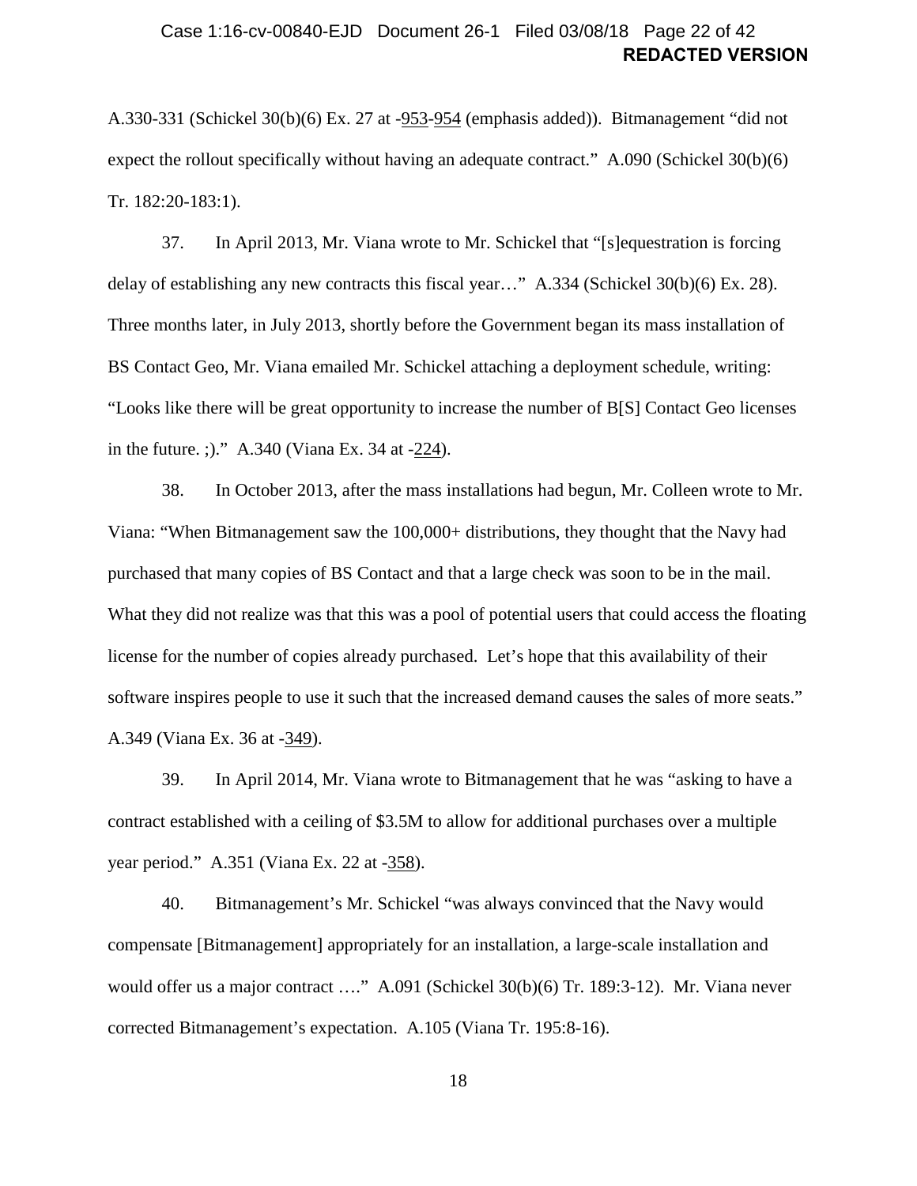A.330-331 (Schickel 30(b)(6) Ex. 27 at -953-954 (emphasis added)). Bitmanagement "did not expect the rollout specifically without having an adequate contract." A.090 (Schickel 30(b)(6) Tr. 182:20-183:1).

37. In April 2013, Mr. Viana wrote to Mr. Schickel that "[s]equestration is forcing delay of establishing any new contracts this fiscal year…" A.334 (Schickel 30(b)(6) Ex. 28). Three months later, in July 2013, shortly before the Government began its mass installation of BS Contact Geo, Mr. Viana emailed Mr. Schickel attaching a deployment schedule, writing: "Looks like there will be great opportunity to increase the number of B[S] Contact Geo licenses in the future. ;)." A.340 (Viana Ex. 34 at -224).

38. In October 2013, after the mass installations had begun, Mr. Colleen wrote to Mr. Viana: "When Bitmanagement saw the 100,000+ distributions, they thought that the Navy had purchased that many copies of BS Contact and that a large check was soon to be in the mail. What they did not realize was that this was a pool of potential users that could access the floating license for the number of copies already purchased. Let's hope that this availability of their software inspires people to use it such that the increased demand causes the sales of more seats." A.349 (Viana Ex. 36 at -349).

39. In April 2014, Mr. Viana wrote to Bitmanagement that he was "asking to have a contract established with a ceiling of $3.5M to allow for additional purchases over a multiple year period." A.351 (Viana Ex. 22 at -358).

40. Bitmanagement's Mr. Schickel "was always convinced that the Navy would compensate [Bitmanagement] appropriately for an installation, a large-scale installation and would offer us a major contract …." A.091 (Schickel 30(b)(6) Tr. 189:3-12). Mr. Viana never corrected Bitmanagement's expectation. A.105 (Viana Tr. 195:8-16).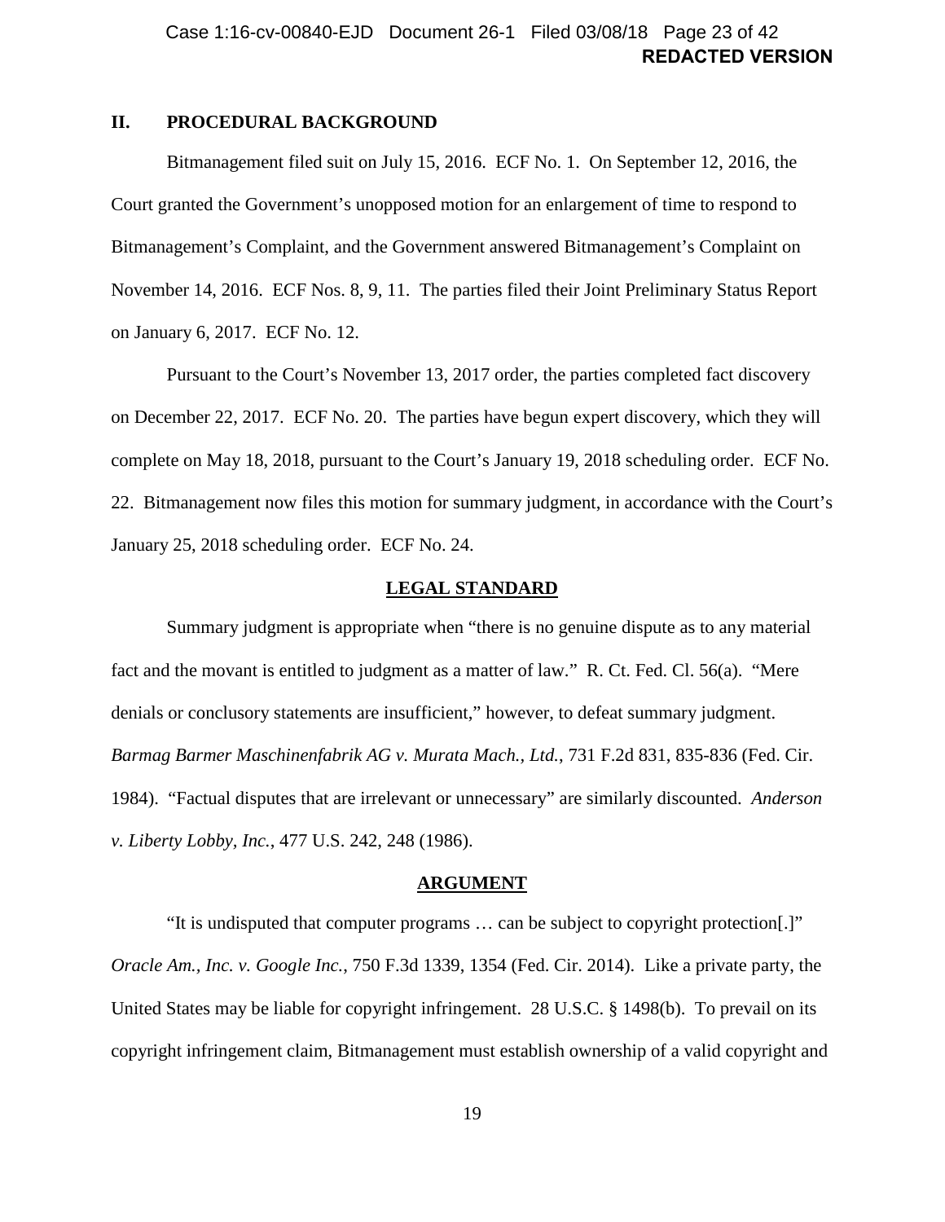## II. PROCEDURAL BACKGROUND

Bitmanagement filed suit on July 15, 2016. ECF No. 1. On September 12, 2016, the Court granted the Government's unopposed motion for an enlargement of time to respond to Bitmanagement's Complaint, and the Government answered Bitmanagement's Complaint on November 14, 2016. ECF Nos. 8, 9, 11. The parties filed their Joint Preliminary Status Report on January 6, 2017. ECF No. 12.

Pursuant to the Court's November 13, 2017 order, the parties completed fact discovery on December 22, 2017. ECF No. 20. The parties have begun expert discovery, which they will complete on May 18, 2018, pursuant to the Court's January 19, 2018 scheduling order. ECF No. 22. Bitmanagement now files this motion for summary judgment, in accordance with the Court's January 25, 2018 scheduling order. ECF No. 24.

## LEGAL STANDARD

Summary judgment is appropriate when "there is no genuine dispute as to any material fact and the movant is entitled to judgment as a matter of law." R. Ct. Fed. Cl. 56(a). "Mere denials or conclusory statements are insufficient," however, to defeat summary judgment. *Barmag Barmer Maschinenfabrik AG v. Murata Mach., Ltd.*, 731 F.2d 831, 835-836 (Fed. Cir. 1984). "Factual disputes that are irrelevant or unnecessary" are similarly discounted. *Anderson v. Liberty Lobby, Inc.*, 477 U.S. 242, 248 (1986).

## ARGUMENT

"It is undisputed that computer programs … can be subject to copyright protection[.]" *Oracle Am., Inc. v. Google Inc.*, 750 F.3d 1339, 1354 (Fed. Cir. 2014). Like a private party, the United States may be liable for copyright infringement. 28 U.S.C. § 1498(b). To prevail on its copyright infringement claim, Bitmanagement must establish ownership of a valid copyright and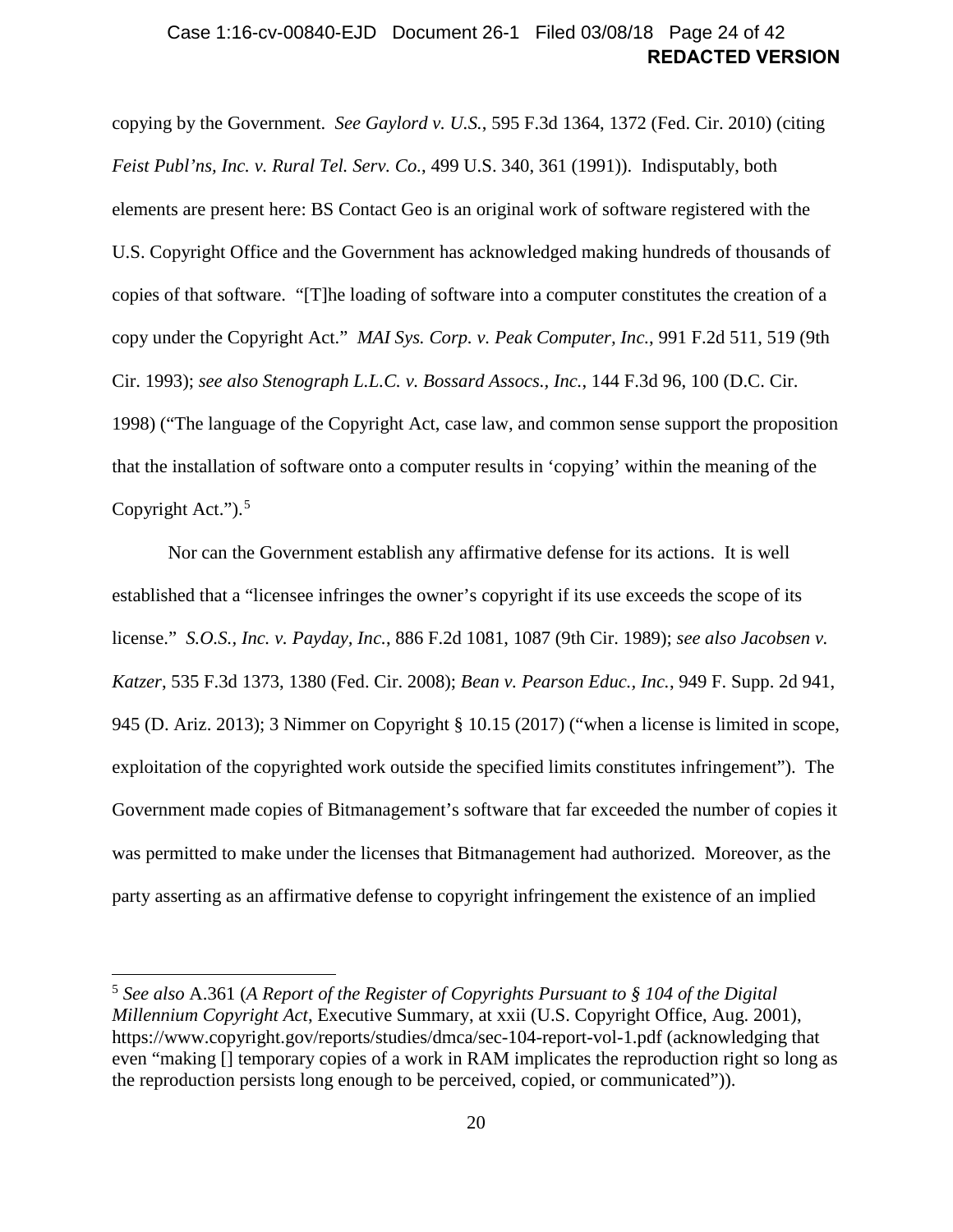copying by the Government. *See Gaylord v. U.S.*, 595 F.3d 1364, 1372 (Fed. Cir. 2010) (citing *Feist Publ'ns, Inc. v. Rural Tel. Serv. Co.*, 499 U.S. 340, 361 (1991)). Indisputably, both elements are present here: BS Contact Geo is an original work of software registered with the U.S. Copyright Office and the Government has acknowledged making hundreds of thousands of copies of that software. "[T]he loading of software into a computer constitutes the creation of a copy under the Copyright Act." *MAI Sys. Corp. v. Peak Computer, Inc.*, 991 F.2d 511, 519 (9th Cir. 1993); *see also Stenograph L.L.C. v. Bossard Assocs., Inc.*, 144 F.3d 96, 100 (D.C. Cir. 1998) ("The language of the Copyright Act, case law, and common sense support the proposition that the installation of software onto a computer results in 'copying' within the meaning of the Copyright Act.").[5]

Nor can the Government establish any affirmative defense for its actions. It is well established that a "licensee infringes the owner's copyright if its use exceeds the scope of its license." *S.O.S., Inc. v. Payday, Inc.*, 886 F.2d 1081, 1087 (9th Cir. 1989); *see also Jacobsen v. Katzer*, 535 F.3d 1373, 1380 (Fed. Cir. 2008); *Bean v. Pearson Educ., Inc.*, 949 F. Supp. 2d 941, 945 (D. Ariz. 2013); 3 Nimmer on Copyright § 10.15 (2017) ("when a license is limited in scope, exploitation of the copyrighted work outside the specified limits constitutes infringement"). The Government made copies of Bitmanagement's software that far exceeded the number of copies it was permitted to make under the licenses that Bitmanagement had authorized. Moreover, as the party asserting as an affirmative defense to copyright infringement the existence of an implied

---

[5] *See also* A.361 (*A Report of the Register of Copyrights Pursuant to § 104 of the Digital Millennium Copyright Act*, Executive Summary, at xxii (U.S. Copyright Office, Aug. 2001), https://www.copyright.gov/reports/studies/dmca/sec-104-report-vol-1.pdf (acknowledging that even "making [] temporary copies of a work in RAM implicates the reproduction right so long as the reproduction persists long enough to be perceived, copied, or communicated")).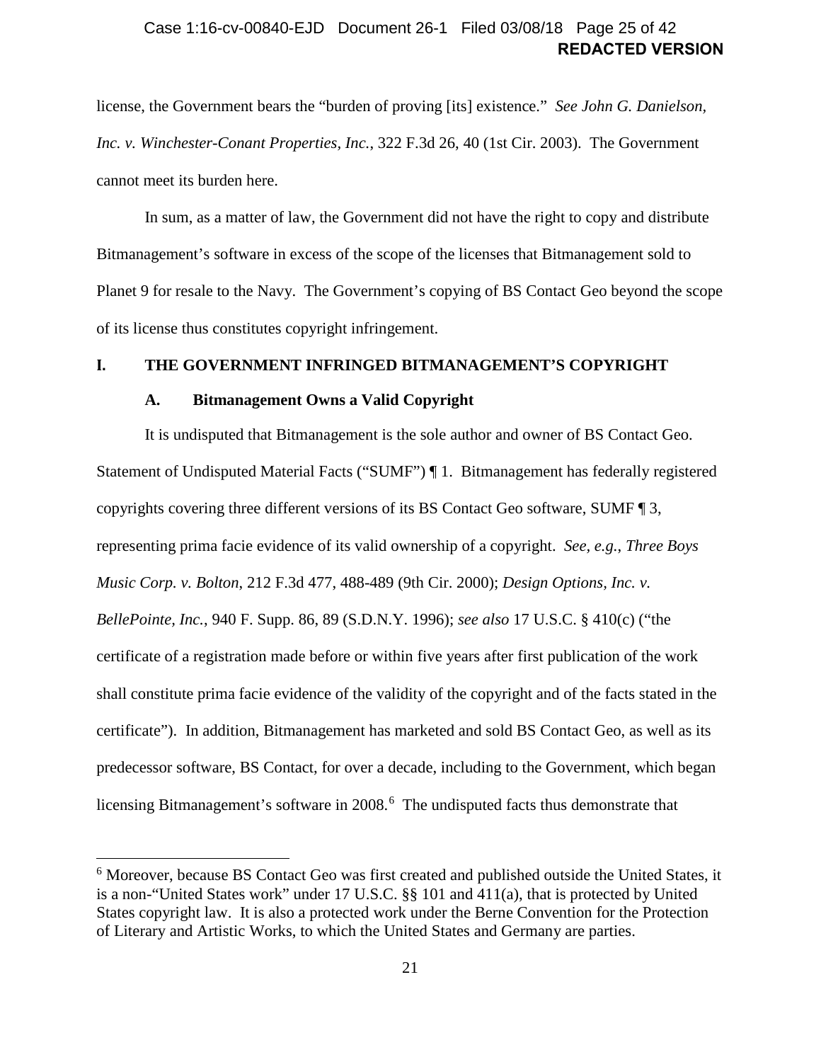license, the Government bears the "burden of proving [its] existence." *See John G. Danielson, Inc. v. Winchester-Conant Properties, Inc.*, 322 F.3d 26, 40 (1st Cir. 2003). The Government cannot meet its burden here.

In sum, as a matter of law, the Government did not have the right to copy and distribute Bitmanagement's software in excess of the scope of the licenses that Bitmanagement sold to Planet 9 for resale to the Navy. The Government's copying of BS Contact Geo beyond the scope of its license thus constitutes copyright infringement.

# I. THE GOVERNMENT INFRINGED BITMANAGEMENT'S COPYRIGHT

## A. Bitmanagement Owns a Valid Copyright

It is undisputed that Bitmanagement is the sole author and owner of BS Contact Geo. Statement of Undisputed Material Facts ("SUMF") ¶ 1. Bitmanagement has federally registered copyrights covering three different versions of its BS Contact Geo software, SUMF ¶ 3, representing prima facie evidence of its valid ownership of a copyright. *See, e.g.*, *Three Boys Music Corp. v. Bolton*, 212 F.3d 477, 488-489 (9th Cir. 2000); *Design Options, Inc. v. BellePointe, Inc.*, 940 F. Supp. 86, 89 (S.D.N.Y. 1996); *see also* 17 U.S.C. § 410(c) ("the certificate of a registration made before or within five years after first publication of the work shall constitute prima facie evidence of the validity of the copyright and of the facts stated in the certificate"). In addition, Bitmanagement has marketed and sold BS Contact Geo, as well as its predecessor software, BS Contact, for over a decade, including to the Government, which began licensing Bitmanagement's software in 2008.[6] The undisputed facts thus demonstrate that

[6] Moreover, because BS Contact Geo was first created and published outside the United States, it is a non-"United States work" under 17 U.S.C. §§ 101 and 411(a), that is protected by United States copyright law. It is also a protected work under the Berne Convention for the Protection of Literary and Artistic Works, to which the United States and Germany are parties.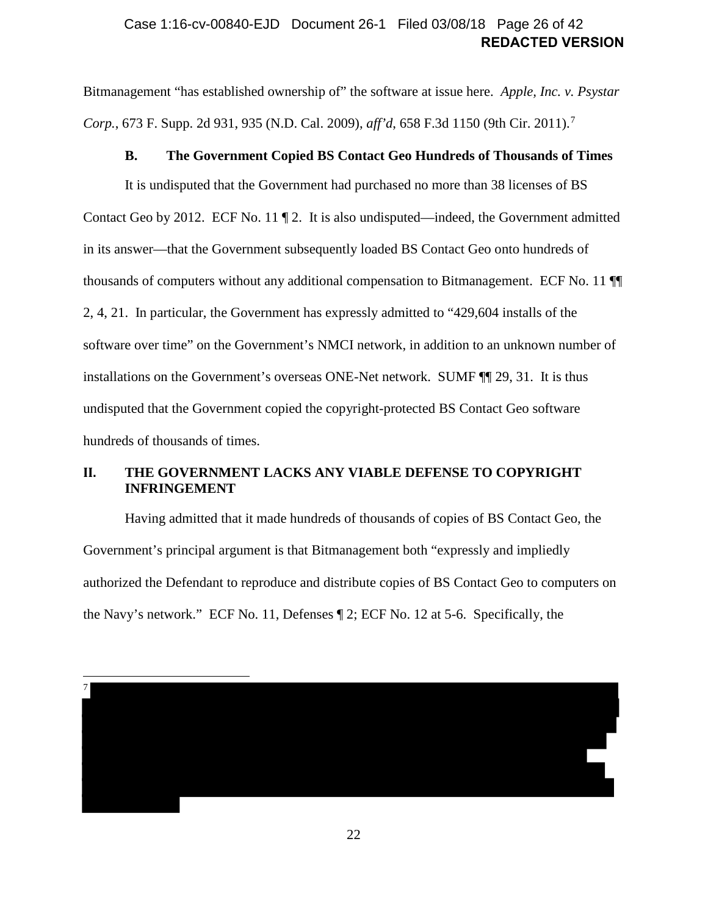Bitmanagement "has established ownership of" the software at issue here. *Apple, Inc. v. Psystar Corp.*, 673 F. Supp. 2d 931, 935 (N.D. Cal. 2009), *aff'd*, 658 F.3d 1150 (9th Cir. 2011).[7]

### B. The Government Copied BS Contact Geo Hundreds of Thousands of Times

It is undisputed that the Government had purchased no more than 38 licenses of BS Contact Geo by 2012. ECF No. 11 ¶ 2. It is also undisputed—indeed, the Government admitted in its answer—that the Government subsequently loaded BS Contact Geo onto hundreds of thousands of computers without any additional compensation to Bitmanagement. ECF No. 11 ¶¶ 2, 4, 21. In particular, the Government has expressly admitted to "429,604 installs of the software over time" on the Government's NMCI network, in addition to an unknown number of installations on the Government's overseas ONE-Net network. SUMF ¶¶ 29, 31. It is thus undisputed that the Government copied the copyright-protected BS Contact Geo software hundreds of thousands of times.

## II. THE GOVERNMENT LACKS ANY VIABLE DEFENSE TO COPYRIGHT INFRINGEMENT

Having admitted that it made hundreds of thousands of copies of BS Contact Geo, the Government's principal argument is that Bitmanagement both "expressly and impliedly authorized the Defendant to reproduce and distribute copies of BS Contact Geo to computers on the Navy's network." ECF No. 11, Defenses ¶ 2; ECF No. 12 at 5-6. Specifically, the

[7] [REDACTED]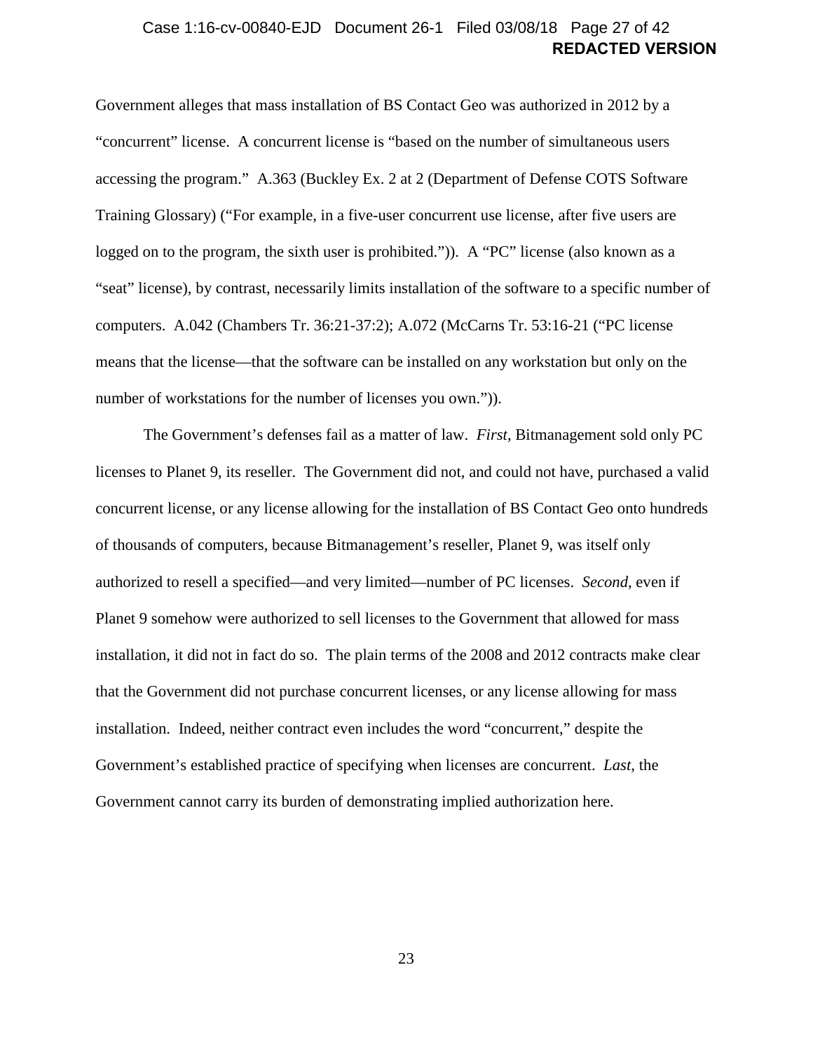Government alleges that mass installation of BS Contact Geo was authorized in 2012 by a "concurrent" license. A concurrent license is "based on the number of simultaneous users accessing the program." A.363 (Buckley Ex. 2 at 2 (Department of Defense COTS Software Training Glossary) ("For example, in a five-user concurrent use license, after five users are logged on to the program, the sixth user is prohibited.")). A "PC" license (also known as a "seat" license), by contrast, necessarily limits installation of the software to a specific number of computers. A.042 (Chambers Tr. 36:21-37:2); A.072 (McCarns Tr. 53:16-21 ("PC license means that the license—that the software can be installed on any workstation but only on the number of workstations for the number of licenses you own.")).

The Government's defenses fail as a matter of law. *First*, Bitmanagement sold only PC licenses to Planet 9, its reseller. The Government did not, and could not have, purchased a valid concurrent license, or any license allowing for the installation of BS Contact Geo onto hundreds of thousands of computers, because Bitmanagement's reseller, Planet 9, was itself only authorized to resell a specified—and very limited—number of PC licenses. *Second*, even if Planet 9 somehow were authorized to sell licenses to the Government that allowed for mass installation, it did not in fact do so. The plain terms of the 2008 and 2012 contracts make clear that the Government did not purchase concurrent licenses, or any license allowing for mass installation. Indeed, neither contract even includes the word "concurrent," despite the Government's established practice of specifying when licenses are concurrent. *Last*, the Government cannot carry its burden of demonstrating implied authorization here.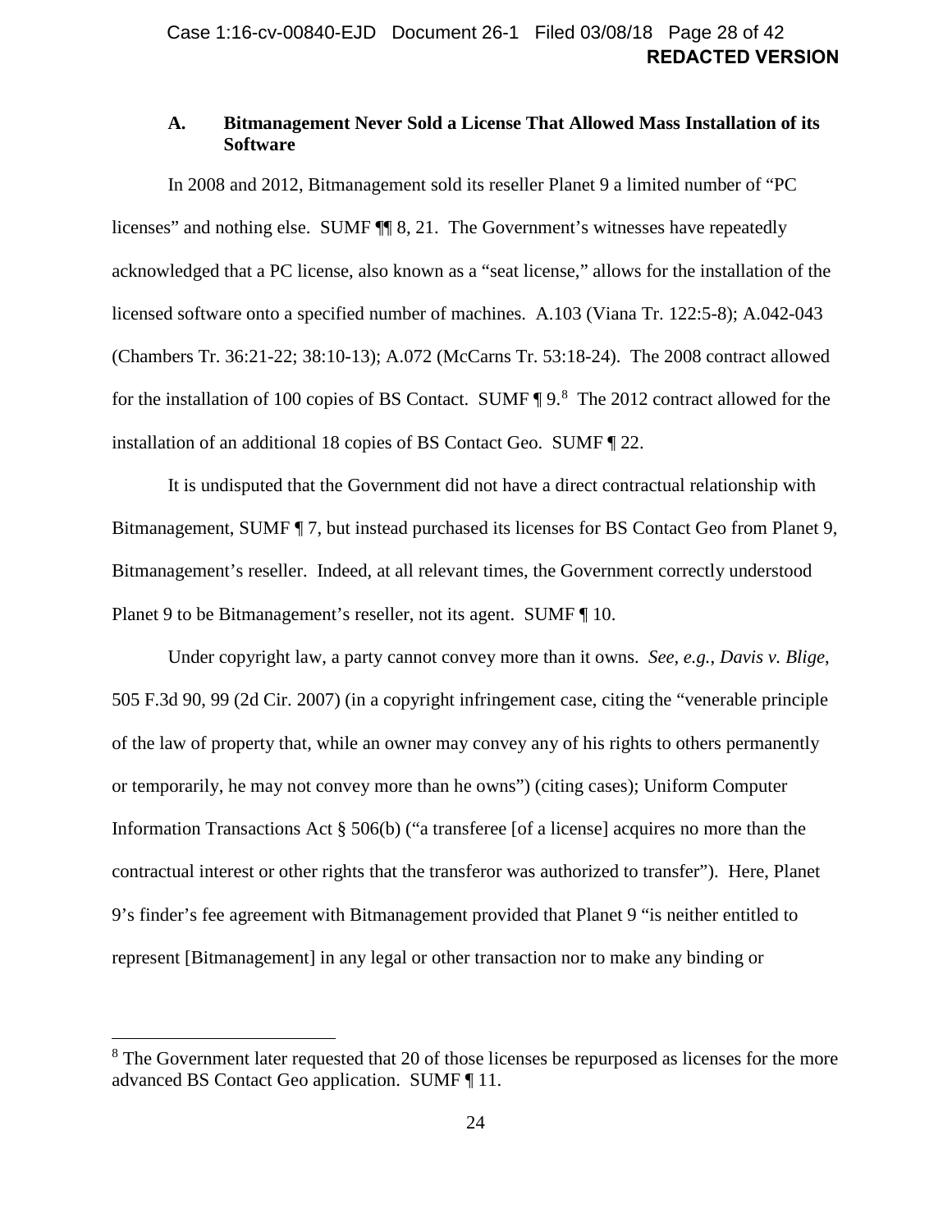### A. Bitmanagement Never Sold a License That Allowed Mass Installation of its Software

In 2008 and 2012, Bitmanagement sold its reseller Planet 9 a limited number of "PC licenses" and nothing else. SUMF ¶¶ 8, 21. The Government's witnesses have repeatedly acknowledged that a PC license, also known as a "seat license," allows for the installation of the licensed software onto a specified number of machines. A.103 (Viana Tr. 122:5-8); A.042-043 (Chambers Tr. 36:21-22; 38:10-13); A.072 (McCarns Tr. 53:18-24). The 2008 contract allowed for the installation of 100 copies of BS Contact. SUMF ¶ 9.[8] The 2012 contract allowed for the installation of an additional 18 copies of BS Contact Geo. SUMF ¶ 22.

It is undisputed that the Government did not have a direct contractual relationship with Bitmanagement, SUMF ¶ 7, but instead purchased its licenses for BS Contact Geo from Planet 9, Bitmanagement's reseller. Indeed, at all relevant times, the Government correctly understood Planet 9 to be Bitmanagement's reseller, not its agent. SUMF ¶ 10.

Under copyright law, a party cannot convey more than it owns. *See, e.g.*, *Davis v. Blige*, 505 F.3d 90, 99 (2d Cir. 2007) (in a copyright infringement case, citing the "venerable principle of the law of property that, while an owner may convey any of his rights to others permanently or temporarily, he may not convey more than he owns") (citing cases); Uniform Computer Information Transactions Act § 506(b) ("a transferee [of a license] acquires no more than the contractual interest or other rights that the transferor was authorized to transfer"). Here, Planet 9's finder's fee agreement with Bitmanagement provided that Planet 9 "is neither entitled to represent [Bitmanagement] in any legal or other transaction nor to make any binding or

[8] The Government later requested that 20 of those licenses be repurposed as licenses for the more advanced BS Contact Geo application. SUMF ¶ 11.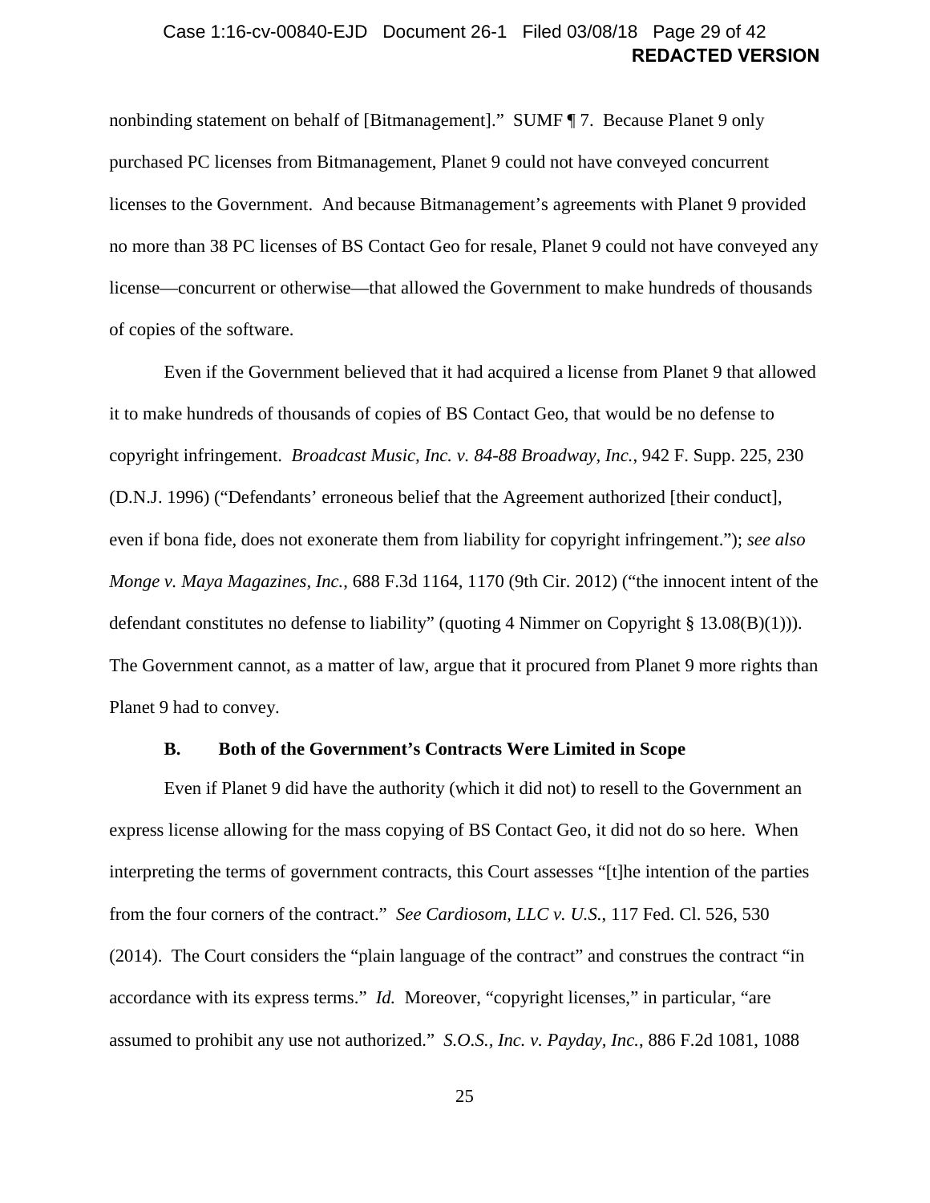nonbinding statement on behalf of [Bitmanagement]." SUMF ¶ 7. Because Planet 9 only purchased PC licenses from Bitmanagement, Planet 9 could not have conveyed concurrent licenses to the Government. And because Bitmanagement's agreements with Planet 9 provided no more than 38 PC licenses of BS Contact Geo for resale, Planet 9 could not have conveyed any license—concurrent or otherwise—that allowed the Government to make hundreds of thousands of copies of the software.

Even if the Government believed that it had acquired a license from Planet 9 that allowed it to make hundreds of thousands of copies of BS Contact Geo, that would be no defense to copyright infringement. *Broadcast Music, Inc. v. 84-88 Broadway, Inc.*, 942 F. Supp. 225, 230 (D.N.J. 1996) ("Defendants' erroneous belief that the Agreement authorized [their conduct], even if bona fide, does not exonerate them from liability for copyright infringement."); *see also Monge v. Maya Magazines, Inc.*, 688 F.3d 1164, 1170 (9th Cir. 2012) ("the innocent intent of the defendant constitutes no defense to liability" (quoting 4 Nimmer on Copyright § 13.08(B)(1))). The Government cannot, as a matter of law, argue that it procured from Planet 9 more rights than Planet 9 had to convey.

### B. Both of the Government's Contracts Were Limited in Scope

Even if Planet 9 did have the authority (which it did not) to resell to the Government an express license allowing for the mass copying of BS Contact Geo, it did not do so here. When interpreting the terms of government contracts, this Court assesses "[t]he intention of the parties from the four corners of the contract." *See Cardiosom, LLC v. U.S.*, 117 Fed. Cl. 526, 530 (2014). The Court considers the "plain language of the contract" and construes the contract "in accordance with its express terms." *Id.* Moreover, "copyright licenses," in particular, "are assumed to prohibit any use not authorized." *S.O.S., Inc. v. Payday, Inc.*, 886 F.2d 1081, 1088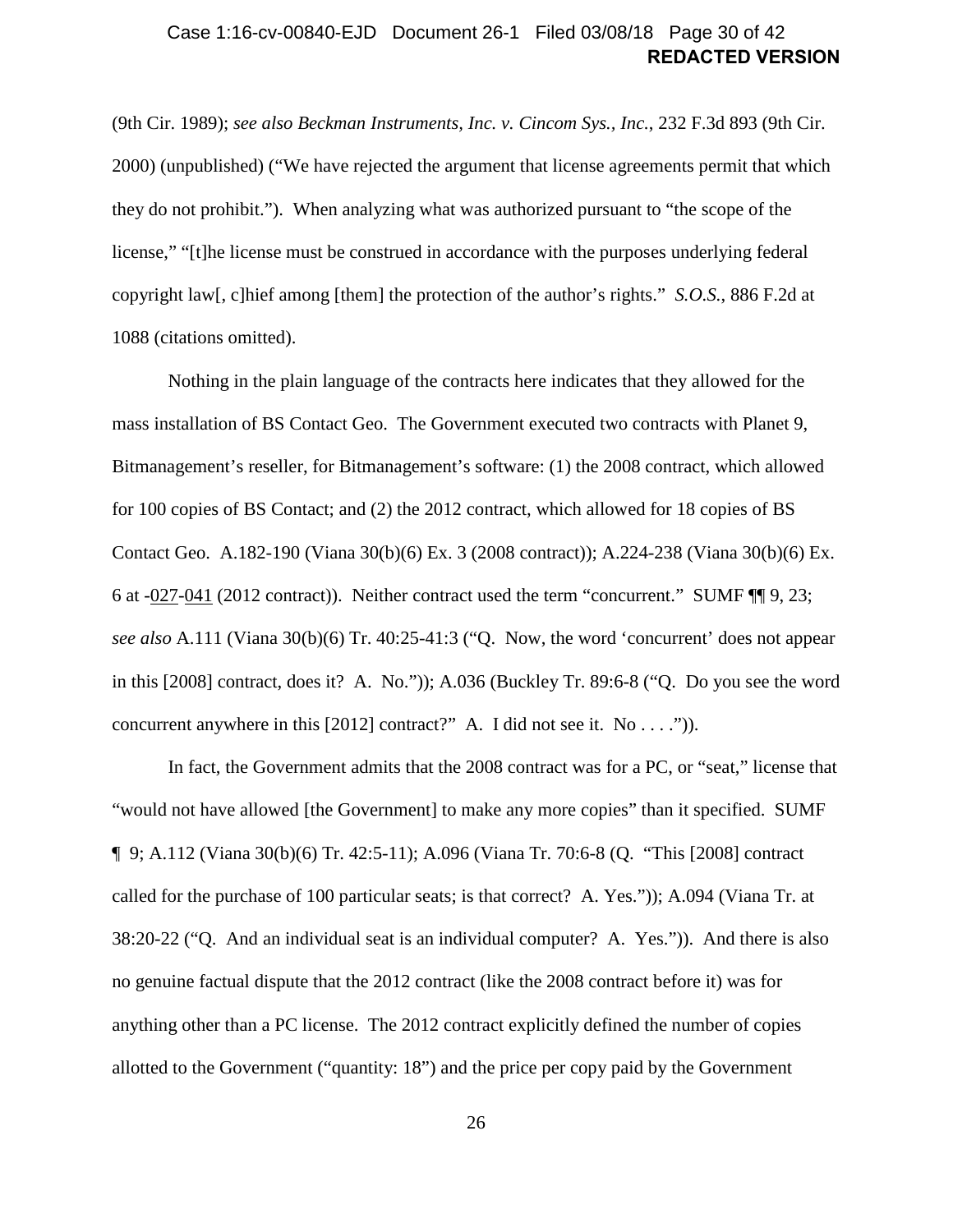(9th Cir. 1989); *see also Beckman Instruments, Inc. v. Cincom Sys., Inc.*, 232 F.3d 893 (9th Cir. 2000) (unpublished) ("We have rejected the argument that license agreements permit that which they do not prohibit."). When analyzing what was authorized pursuant to "the scope of the license," "[t]he license must be construed in accordance with the purposes underlying federal copyright law[, c]hief among [them] the protection of the author's rights." *S.O.S.*, 886 F.2d at 1088 (citations omitted).

Nothing in the plain language of the contracts here indicates that they allowed for the mass installation of BS Contact Geo. The Government executed two contracts with Planet 9, Bitmanagement's reseller, for Bitmanagement's software: (1) the 2008 contract, which allowed for 100 copies of BS Contact; and (2) the 2012 contract, which allowed for 18 copies of BS Contact Geo. A.182-190 (Viana 30(b)(6) Ex. 3 (2008 contract)); A.224-238 (Viana 30(b)(6) Ex. 6 at -027-041 (2012 contract)). Neither contract used the term "concurrent." SUMF ¶¶ 9, 23; *see also* A.111 (Viana 30(b)(6) Tr. 40:25-41:3 ("Q. Now, the word 'concurrent' does not appear in this [2008] contract, does it? A. No.")); A.036 (Buckley Tr. 89:6-8 ("Q. Do you see the word concurrent anywhere in this [2012] contract?" A. I did not see it. No . . . .")).

In fact, the Government admits that the 2008 contract was for a PC, or "seat," license that "would not have allowed [the Government] to make any more copies" than it specified. SUMF ¶ 9; A.112 (Viana 30(b)(6) Tr. 42:5-11); A.096 (Viana Tr. 70:6-8 (Q. "This [2008] contract called for the purchase of 100 particular seats; is that correct? A. Yes.")); A.094 (Viana Tr. at 38:20-22 ("Q. And an individual seat is an individual computer? A. Yes.")). And there is also no genuine factual dispute that the 2012 contract (like the 2008 contract before it) was for anything other than a PC license. The 2012 contract explicitly defined the number of copies allotted to the Government ("quantity: 18") and the price per copy paid by the Government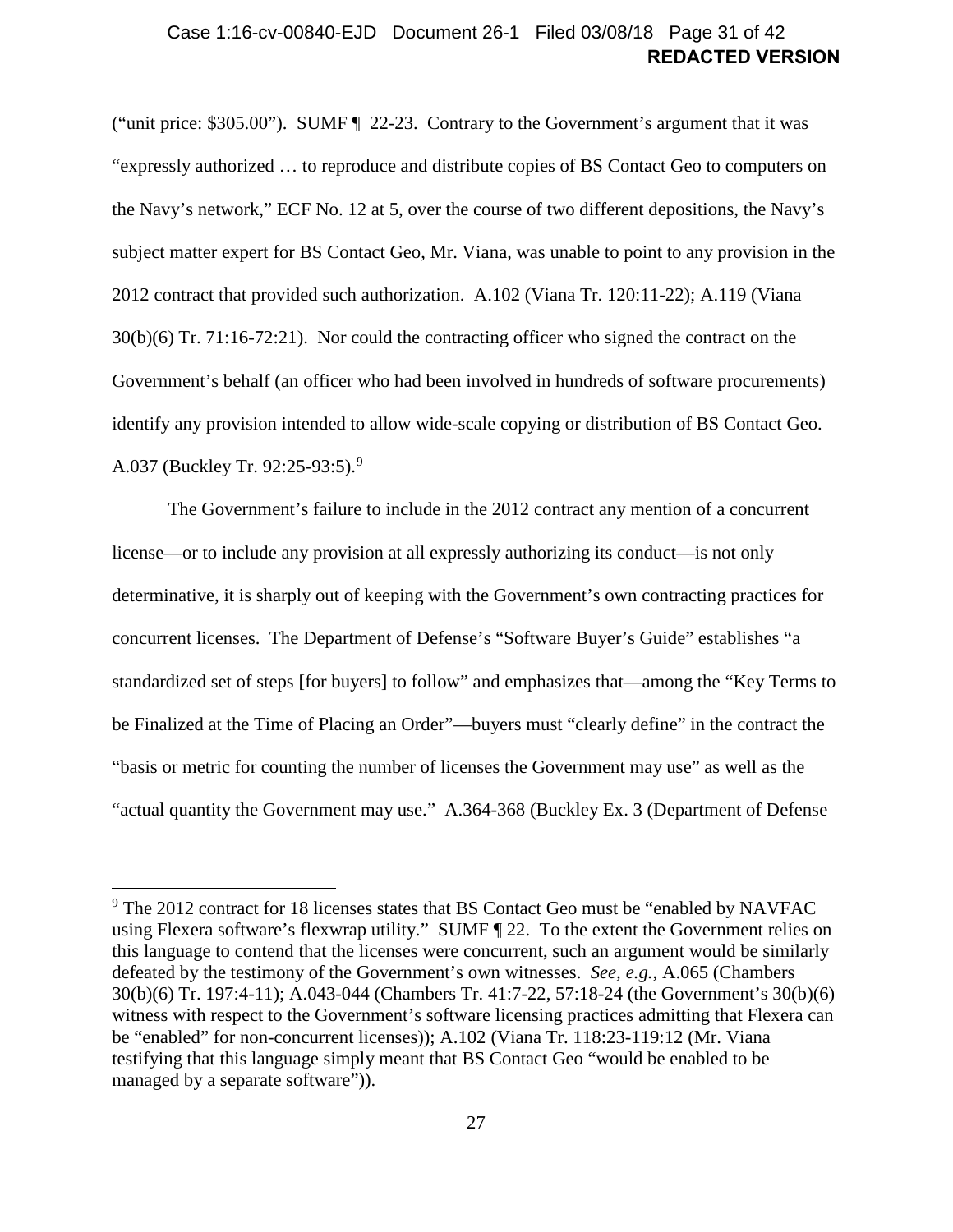("unit price: $305.00"). SUMF ¶ 22-23. Contrary to the Government's argument that it was "expressly authorized … to reproduce and distribute copies of BS Contact Geo to computers on the Navy's network," ECF No. 12 at 5, over the course of two different depositions, the Navy's subject matter expert for BS Contact Geo, Mr. Viana, was unable to point to any provision in the 2012 contract that provided such authorization. A.102 (Viana Tr. 120:11-22); A.119 (Viana 30(b)(6) Tr. 71:16-72:21). Nor could the contracting officer who signed the contract on the Government's behalf (an officer who had been involved in hundreds of software procurements) identify any provision intended to allow wide-scale copying or distribution of BS Contact Geo. A.037 (Buckley Tr. 92:25-93:5).[9]

The Government's failure to include in the 2012 contract any mention of a concurrent license—or to include any provision at all expressly authorizing its conduct—is not only determinative, it is sharply out of keeping with the Government's own contracting practices for concurrent licenses. The Department of Defense's "Software Buyer's Guide" establishes "a standardized set of steps [for buyers] to follow" and emphasizes that—among the "Key Terms to be Finalized at the Time of Placing an Order"—buyers must "clearly define" in the contract the "basis or metric for counting the number of licenses the Government may use" as well as the "actual quantity the Government may use." A.364-368 (Buckley Ex. 3 (Department of Defense

---

[9] The 2012 contract for 18 licenses states that BS Contact Geo must be "enabled by NAVFAC using Flexera software's flexwrap utility." SUMF ¶ 22. To the extent the Government relies on this language to contend that the licenses were concurrent, such an argument would be similarly defeated by the testimony of the Government's own witnesses. *See, e.g.*, A.065 (Chambers 30(b)(6) Tr. 197:4-11); A.043-044 (Chambers Tr. 41:7-22, 57:18-24 (the Government's 30(b)(6) witness with respect to the Government's software licensing practices admitting that Flexera can be "enabled" for non-concurrent licenses)); A.102 (Viana Tr. 118:23-119:12 (Mr. Viana testifying that this language simply meant that BS Contact Geo "would be enabled to be managed by a separate software")).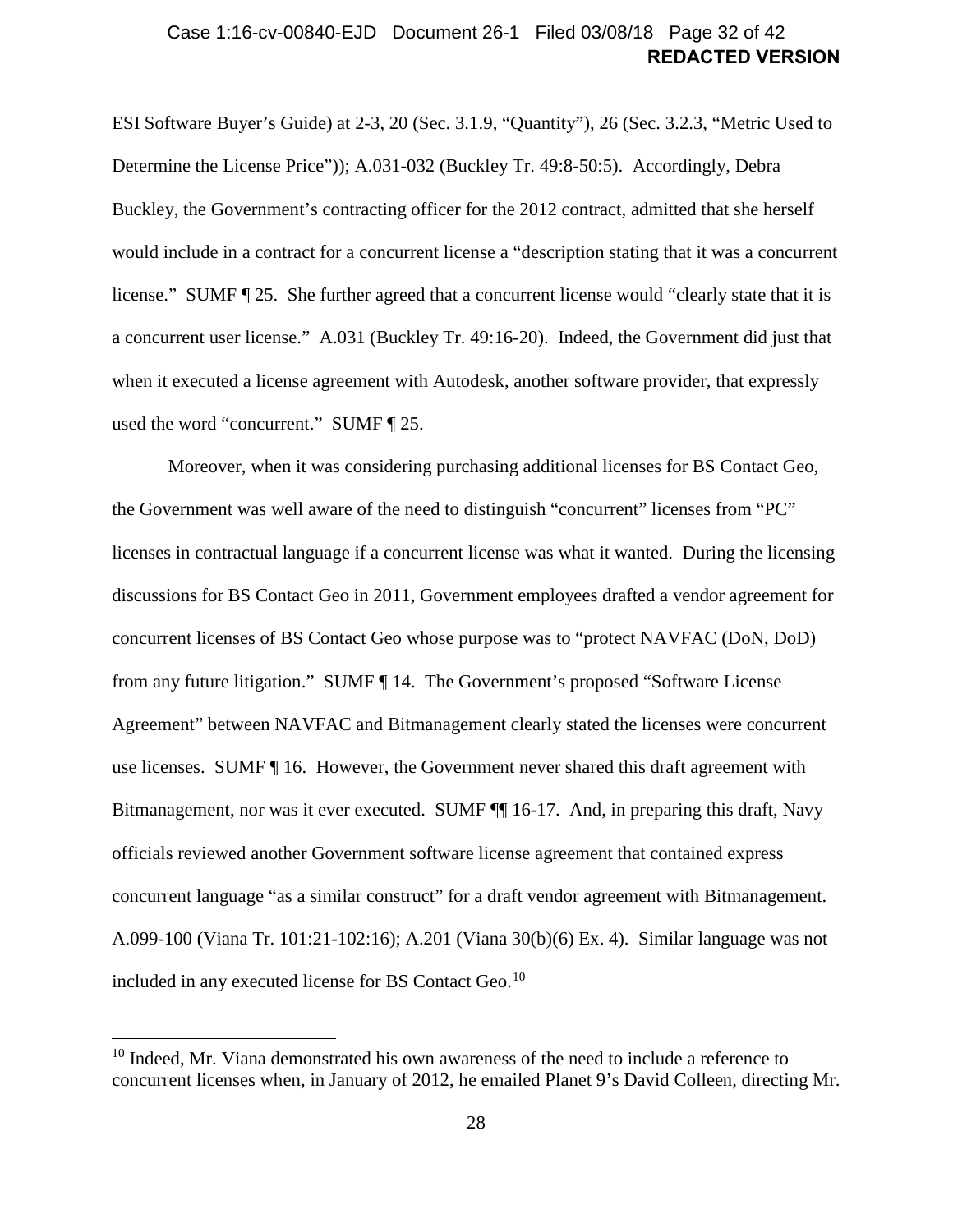ESI Software Buyer's Guide) at 2-3, 20 (Sec. 3.1.9, "Quantity"), 26 (Sec. 3.2.3, "Metric Used to Determine the License Price")); A.031-032 (Buckley Tr. 49:8-50:5). Accordingly, Debra Buckley, the Government's contracting officer for the 2012 contract, admitted that she herself would include in a contract for a concurrent license a "description stating that it was a concurrent license." SUMF ¶ 25. She further agreed that a concurrent license would "clearly state that it is a concurrent user license." A.031 (Buckley Tr. 49:16-20). Indeed, the Government did just that when it executed a license agreement with Autodesk, another software provider, that expressly used the word "concurrent." SUMF ¶ 25.

Moreover, when it was considering purchasing additional licenses for BS Contact Geo, the Government was well aware of the need to distinguish "concurrent" licenses from "PC" licenses in contractual language if a concurrent license was what it wanted. During the licensing discussions for BS Contact Geo in 2011, Government employees drafted a vendor agreement for concurrent licenses of BS Contact Geo whose purpose was to "protect NAVFAC (DoN, DoD) from any future litigation." SUMF ¶ 14. The Government's proposed "Software License Agreement" between NAVFAC and Bitmanagement clearly stated the licenses were concurrent use licenses. SUMF ¶ 16. However, the Government never shared this draft agreement with Bitmanagement, nor was it ever executed. SUMF ¶¶ 16-17. And, in preparing this draft, Navy officials reviewed another Government software license agreement that contained express concurrent language "as a similar construct" for a draft vendor agreement with Bitmanagement. A.099-100 (Viana Tr. 101:21-102:16); A.201 (Viana 30(b)(6) Ex. 4). Similar language was not included in any executed license for BS Contact Geo.[10]

[10] Indeed, Mr. Viana demonstrated his own awareness of the need to include a reference to concurrent licenses when, in January of 2012, he emailed Planet 9's David Colleen, directing Mr.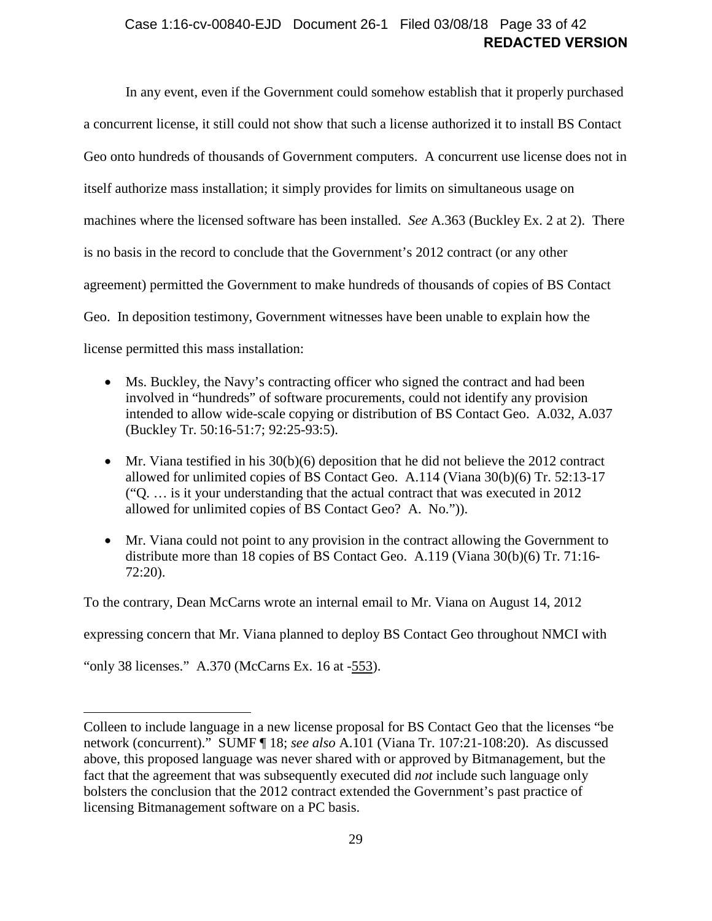In any event, even if the Government could somehow establish that it properly purchased a concurrent license, it still could not show that such a license authorized it to install BS Contact Geo onto hundreds of thousands of Government computers. A concurrent use license does not in itself authorize mass installation; it simply provides for limits on simultaneous usage on machines where the licensed software has been installed. *See* A.363 (Buckley Ex. 2 at 2). There is no basis in the record to conclude that the Government's 2012 contract (or any other agreement) permitted the Government to make hundreds of thousands of copies of BS Contact Geo. In deposition testimony, Government witnesses have been unable to explain how the license permitted this mass installation:

- Ms. Buckley, the Navy's contracting officer who signed the contract and had been involved in "hundreds" of software procurements, could not identify any provision intended to allow wide-scale copying or distribution of BS Contact Geo. A.032, A.037 (Buckley Tr. 50:16-51:7; 92:25-93:5).
- Mr. Viana testified in his 30(b)(6) deposition that he did not believe the 2012 contract allowed for unlimited copies of BS Contact Geo. A.114 (Viana 30(b)(6) Tr. 52:13-17 ("Q. … is it your understanding that the actual contract that was executed in 2012 allowed for unlimited copies of BS Contact Geo? A. No.")).
- Mr. Viana could not point to any provision in the contract allowing the Government to distribute more than 18 copies of BS Contact Geo. A.119 (Viana 30(b)(6) Tr. 71:16-72:20).

To the contrary, Dean McCarns wrote an internal email to Mr. Viana on August 14, 2012 expressing concern that Mr. Viana planned to deploy BS Contact Geo throughout NMCI with "only 38 licenses." A.370 (McCarns Ex. 16 at -553).

---

Colleen to include language in a new license proposal for BS Contact Geo that the licenses "be network (concurrent)." SUMF ¶ 18; *see also* A.101 (Viana Tr. 107:21-108:20). As discussed above, this proposed language was never shared with or approved by Bitmanagement, but the fact that the agreement that was subsequently executed did *not* include such language only bolsters the conclusion that the 2012 contract extended the Government's past practice of licensing Bitmanagement software on a PC basis.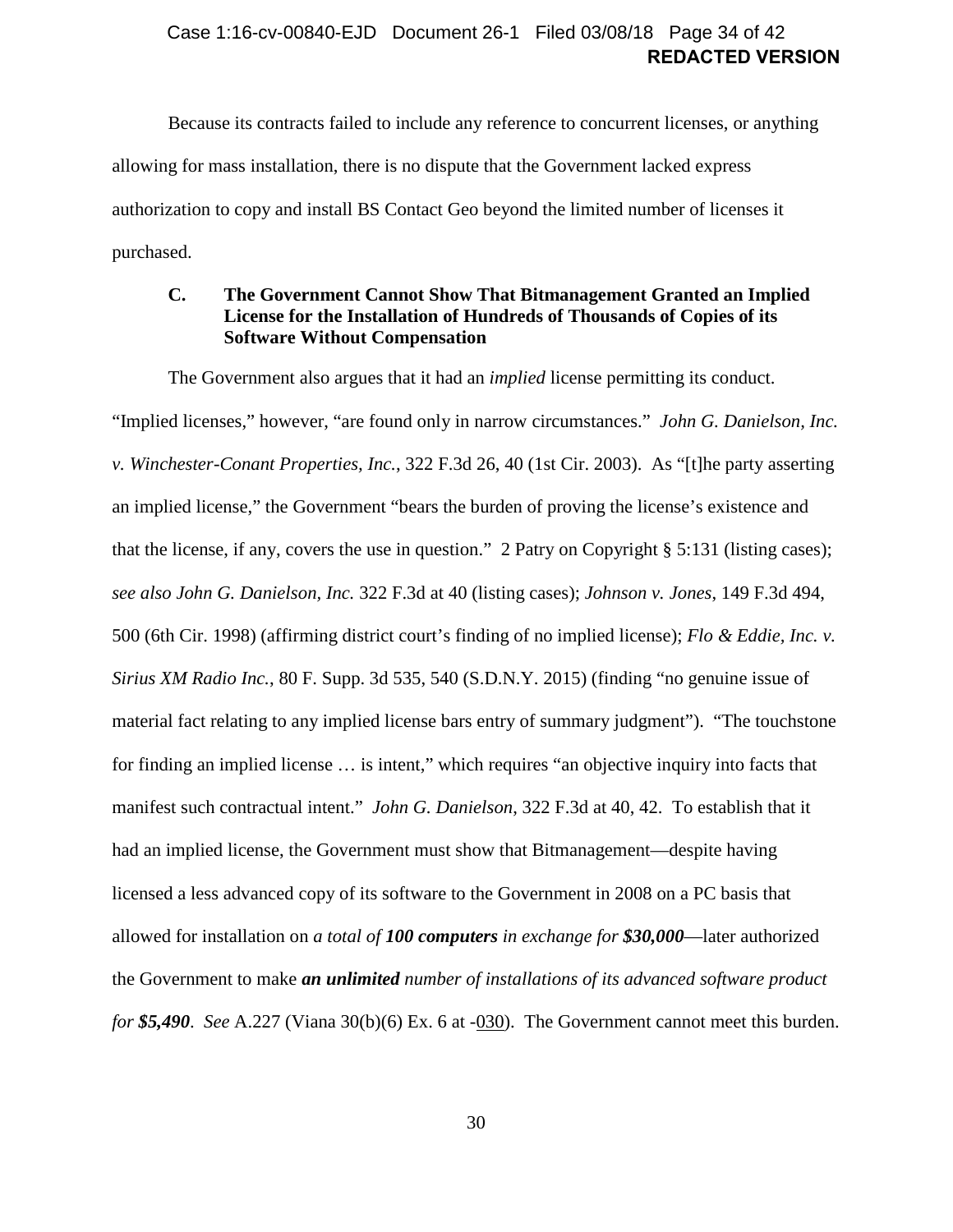Because its contracts failed to include any reference to concurrent licenses, or anything allowing for mass installation, there is no dispute that the Government lacked express authorization to copy and install BS Contact Geo beyond the limited number of licenses it purchased.

### C. The Government Cannot Show That Bitmanagement Granted an Implied License for the Installation of Hundreds of Thousands of Copies of its Software Without Compensation

The Government also argues that it had an *implied* license permitting its conduct. "Implied licenses," however, "are found only in narrow circumstances." *John G. Danielson, Inc. v. Winchester-Conant Properties, Inc.*, 322 F.3d 26, 40 (1st Cir. 2003). As "[t]he party asserting an implied license," the Government "bears the burden of proving the license's existence and that the license, if any, covers the use in question." 2 Patry on Copyright § 5:131 (listing cases); *see also John G. Danielson, Inc.* 322 F.3d at 40 (listing cases); *Johnson v. Jones*, 149 F.3d 494, 500 (6th Cir. 1998) (affirming district court's finding of no implied license); *Flo & Eddie, Inc. v. Sirius XM Radio Inc.*, 80 F. Supp. 3d 535, 540 (S.D.N.Y. 2015) (finding "no genuine issue of material fact relating to any implied license bars entry of summary judgment"). "The touchstone for finding an implied license … is intent," which requires "an objective inquiry into facts that manifest such contractual intent." *John G. Danielson*, 322 F.3d at 40, 42. To establish that it had an implied license, the Government must show that Bitmanagement—despite having licensed a less advanced copy of its software to the Government in 2008 on a PC basis that allowed for installation on *a total of **100 computers** in exchange for $30,000*—later authorized the Government to make ***an unlimited*** *number of installations of its advanced software product for $5,490*. *See* A.227 (Viana 30(b)(6) Ex. 6 at -030). The Government cannot meet this burden.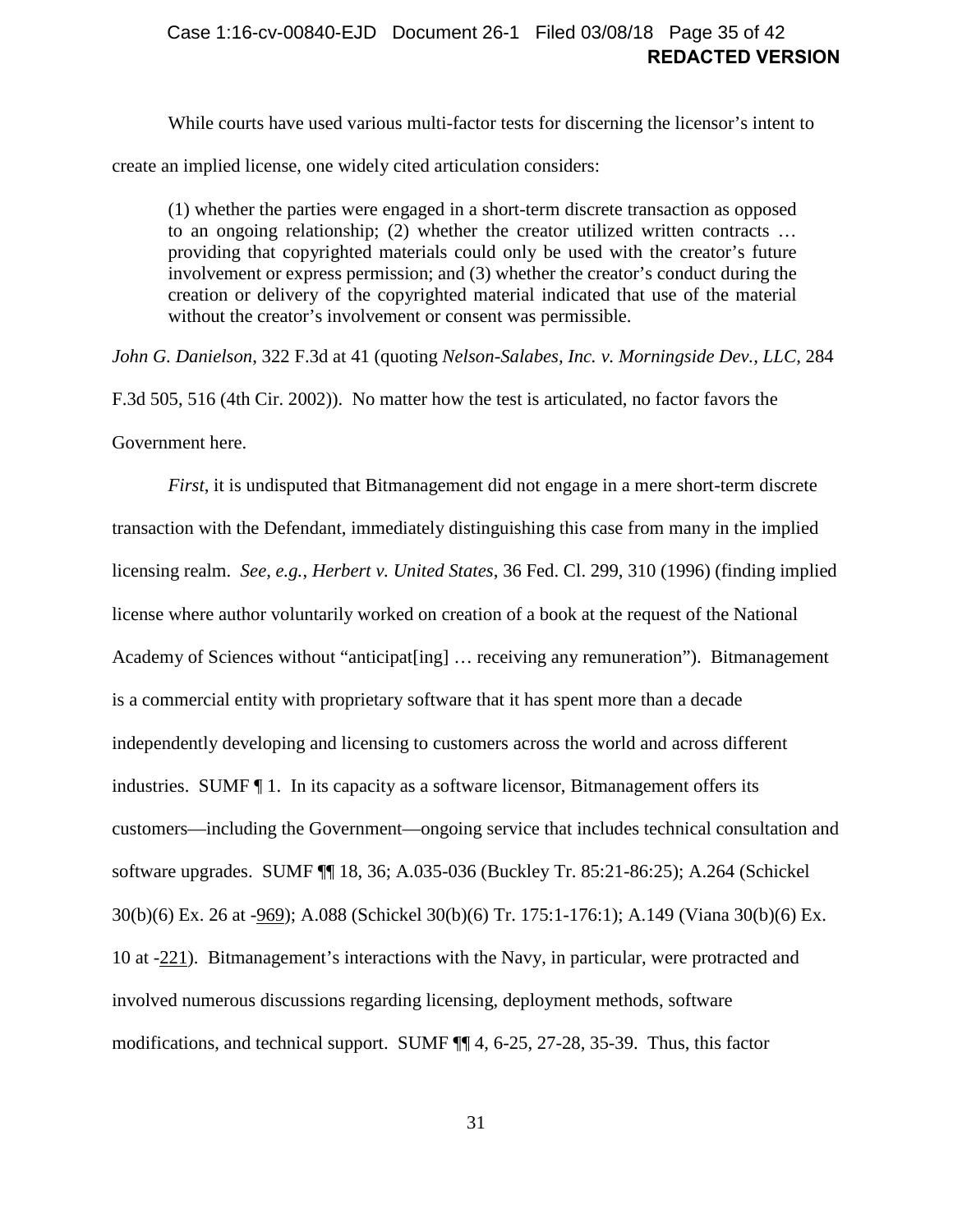While courts have used various multi-factor tests for discerning the licensor's intent to create an implied license, one widely cited articulation considers:

> (1) whether the parties were engaged in a short-term discrete transaction as opposed to an ongoing relationship; (2) whether the creator utilized written contracts … providing that copyrighted materials could only be used with the creator's future involvement or express permission; and (3) whether the creator's conduct during the creation or delivery of the copyrighted material indicated that use of the material without the creator's involvement or consent was permissible.

*John G. Danielson*, 322 F.3d at 41 (quoting *Nelson-Salabes, Inc. v. Morningside Dev., LLC*, 284 F.3d 505, 516 (4th Cir. 2002)). No matter how the test is articulated, no factor favors the Government here.

*First*, it is undisputed that Bitmanagement did not engage in a mere short-term discrete transaction with the Defendant, immediately distinguishing this case from many in the implied licensing realm. *See, e.g.*, *Herbert v. United States*, 36 Fed. Cl. 299, 310 (1996) (finding implied license where author voluntarily worked on creation of a book at the request of the National Academy of Sciences without "anticipat[ing] … receiving any remuneration"). Bitmanagement is a commercial entity with proprietary software that it has spent more than a decade independently developing and licensing to customers across the world and across different industries. SUMF ¶ 1. In its capacity as a software licensor, Bitmanagement offers its customers—including the Government—ongoing service that includes technical consultation and software upgrades. SUMF ¶¶ 18, 36; A.035-036 (Buckley Tr. 85:21-86:25); A.264 (Schickel 30(b)(6) Ex. 26 at -969); A.088 (Schickel 30(b)(6) Tr. 175:1-176:1); A.149 (Viana 30(b)(6) Ex. 10 at -221). Bitmanagement's interactions with the Navy, in particular, were protracted and involved numerous discussions regarding licensing, deployment methods, software modifications, and technical support. SUMF ¶¶ 4, 6-25, 27-28, 35-39. Thus, this factor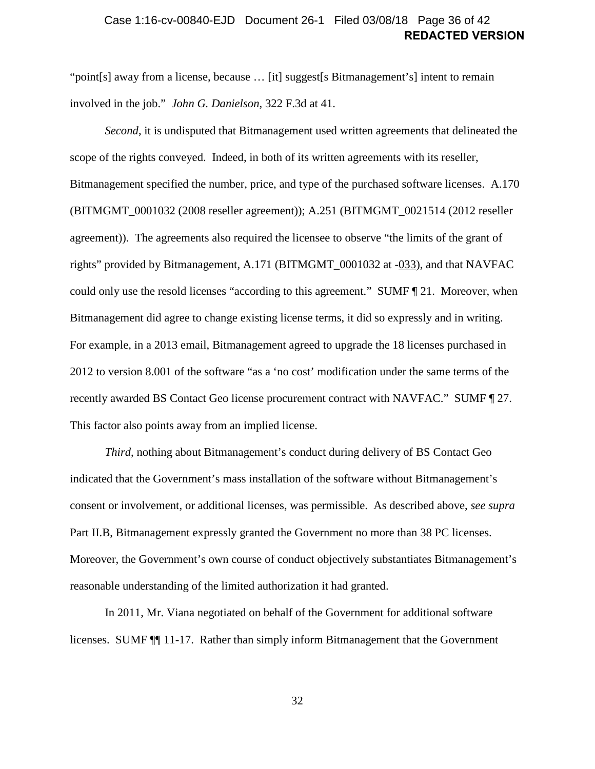"point[s] away from a license, because … [it] suggest[s Bitmanagement's] intent to remain involved in the job." *John G. Danielson*, 322 F.3d at 41.

*Second*, it is undisputed that Bitmanagement used written agreements that delineated the scope of the rights conveyed. Indeed, in both of its written agreements with its reseller, Bitmanagement specified the number, price, and type of the purchased software licenses. A.170 (BITMGMT_0001032 (2008 reseller agreement)); A.251 (BITMGMT_0021514 (2012 reseller agreement)). The agreements also required the licensee to observe "the limits of the grant of rights" provided by Bitmanagement, A.171 (BITMGMT_0001032 at -033), and that NAVFAC could only use the resold licenses "according to this agreement." SUMF ¶ 21. Moreover, when Bitmanagement did agree to change existing license terms, it did so expressly and in writing. For example, in a 2013 email, Bitmanagement agreed to upgrade the 18 licenses purchased in 2012 to version 8.001 of the software "as a 'no cost' modification under the same terms of the recently awarded BS Contact Geo license procurement contract with NAVFAC." SUMF ¶ 27. This factor also points away from an implied license.

*Third*, nothing about Bitmanagement's conduct during delivery of BS Contact Geo indicated that the Government's mass installation of the software without Bitmanagement's consent or involvement, or additional licenses, was permissible. As described above, *see supra* Part II.B, Bitmanagement expressly granted the Government no more than 38 PC licenses. Moreover, the Government's own course of conduct objectively substantiates Bitmanagement's reasonable understanding of the limited authorization it had granted.

In 2011, Mr. Viana negotiated on behalf of the Government for additional software licenses. SUMF ¶¶ 11-17. Rather than simply inform Bitmanagement that the Government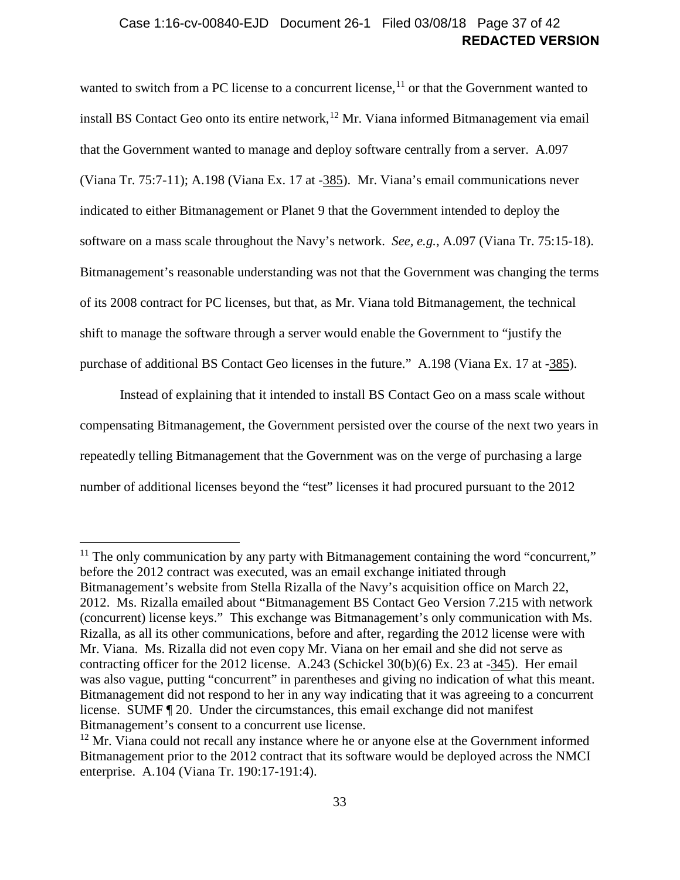wanted to switch from a PC license to a concurrent license,[11] or that the Government wanted to install BS Contact Geo onto its entire network,[12] Mr. Viana informed Bitmanagement via email that the Government wanted to manage and deploy software centrally from a server. A.097 (Viana Tr. 75:7-11); A.198 (Viana Ex. 17 at -385). Mr. Viana's email communications never indicated to either Bitmanagement or Planet 9 that the Government intended to deploy the software on a mass scale throughout the Navy's network. *See, e.g.*, A.097 (Viana Tr. 75:15-18). Bitmanagement's reasonable understanding was not that the Government was changing the terms of its 2008 contract for PC licenses, but that, as Mr. Viana told Bitmanagement, the technical shift to manage the software through a server would enable the Government to "justify the purchase of additional BS Contact Geo licenses in the future." A.198 (Viana Ex. 17 at -385).

Instead of explaining that it intended to install BS Contact Geo on a mass scale without compensating Bitmanagement, the Government persisted over the course of the next two years in repeatedly telling Bitmanagement that the Government was on the verge of purchasing a large number of additional licenses beyond the "test" licenses it had procured pursuant to the 2012

---

[11] The only communication by any party with Bitmanagement containing the word "concurrent," before the 2012 contract was executed, was an email exchange initiated through Bitmanagement's website from Stella Rizalla of the Navy's acquisition office on March 22, 2012. Ms. Rizalla emailed about "Bitmanagement BS Contact Geo Version 7.215 with network (concurrent) license keys." This exchange was Bitmanagement's only communication with Ms. Rizalla, as all its other communications, before and after, regarding the 2012 license were with Mr. Viana. Ms. Rizalla did not even copy Mr. Viana on her email and she did not serve as contracting officer for the 2012 license. A.243 (Schickel 30(b)(6) Ex. 23 at -345). Her email was also vague, putting "concurrent" in parentheses and giving no indication of what this meant. Bitmanagement did not respond to her in any way indicating that it was agreeing to a concurrent license. SUMF ¶ 20. Under the circumstances, this email exchange did not manifest Bitmanagement's consent to a concurrent use license.

[12] Mr. Viana could not recall any instance where he or anyone else at the Government informed Bitmanagement prior to the 2012 contract that its software would be deployed across the NMCI enterprise. A.104 (Viana Tr. 190:17-191:4).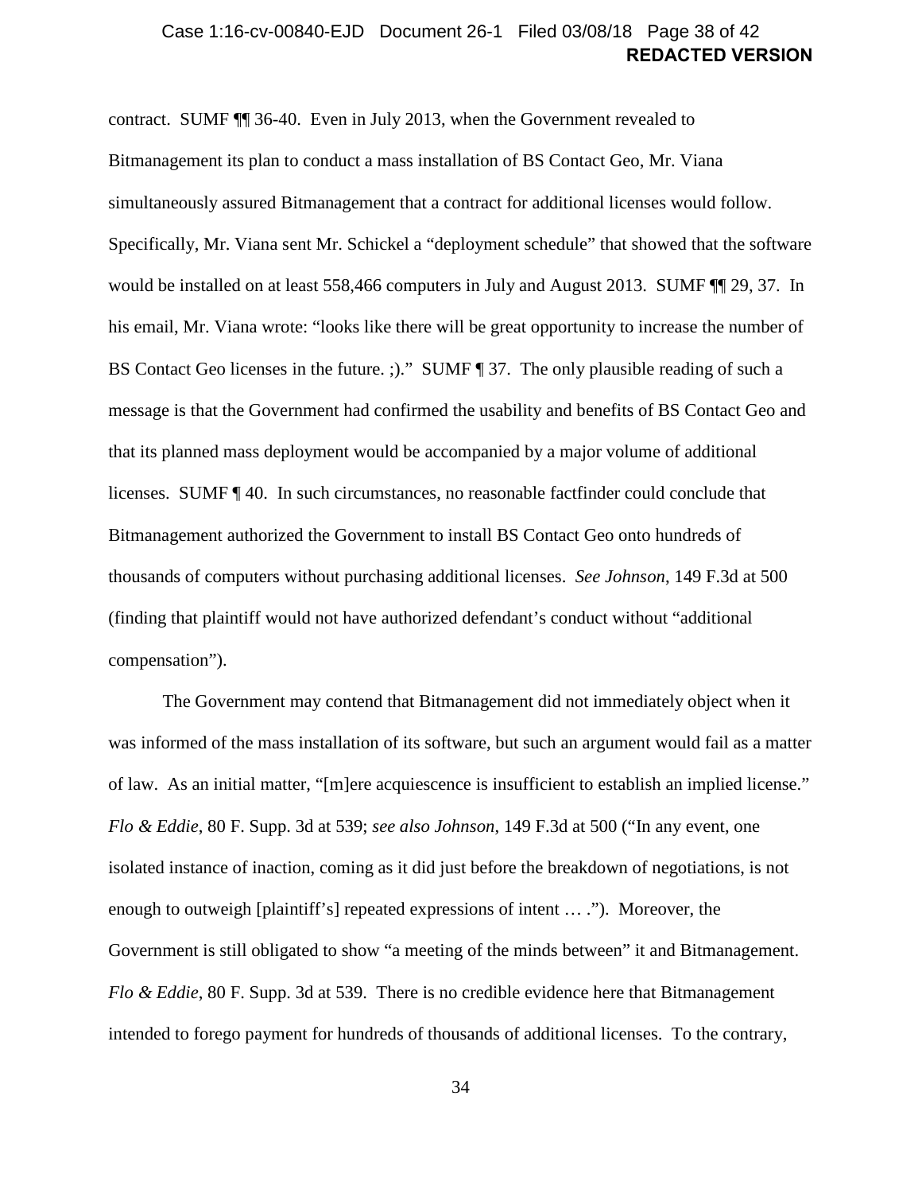contract. SUMF ¶¶ 36-40. Even in July 2013, when the Government revealed to Bitmanagement its plan to conduct a mass installation of BS Contact Geo, Mr. Viana simultaneously assured Bitmanagement that a contract for additional licenses would follow. Specifically, Mr. Viana sent Mr. Schickel a "deployment schedule" that showed that the software would be installed on at least 558,466 computers in July and August 2013. SUMF ¶¶ 29, 37. In his email, Mr. Viana wrote: "looks like there will be great opportunity to increase the number of BS Contact Geo licenses in the future. ;)." SUMF ¶ 37. The only plausible reading of such a message is that the Government had confirmed the usability and benefits of BS Contact Geo and that its planned mass deployment would be accompanied by a major volume of additional licenses. SUMF ¶ 40. In such circumstances, no reasonable factfinder could conclude that Bitmanagement authorized the Government to install BS Contact Geo onto hundreds of thousands of computers without purchasing additional licenses. *See Johnson*, 149 F.3d at 500 (finding that plaintiff would not have authorized defendant's conduct without "additional compensation").

The Government may contend that Bitmanagement did not immediately object when it was informed of the mass installation of its software, but such an argument would fail as a matter of law. As an initial matter, "[m]ere acquiescence is insufficient to establish an implied license." *Flo & Eddie*, 80 F. Supp. 3d at 539; *see also Johnson*, 149 F.3d at 500 ("In any event, one isolated instance of inaction, coming as it did just before the breakdown of negotiations, is not enough to outweigh [plaintiff's] repeated expressions of intent … ."). Moreover, the Government is still obligated to show "a meeting of the minds between" it and Bitmanagement. *Flo & Eddie*, 80 F. Supp. 3d at 539. There is no credible evidence here that Bitmanagement intended to forego payment for hundreds of thousands of additional licenses. To the contrary,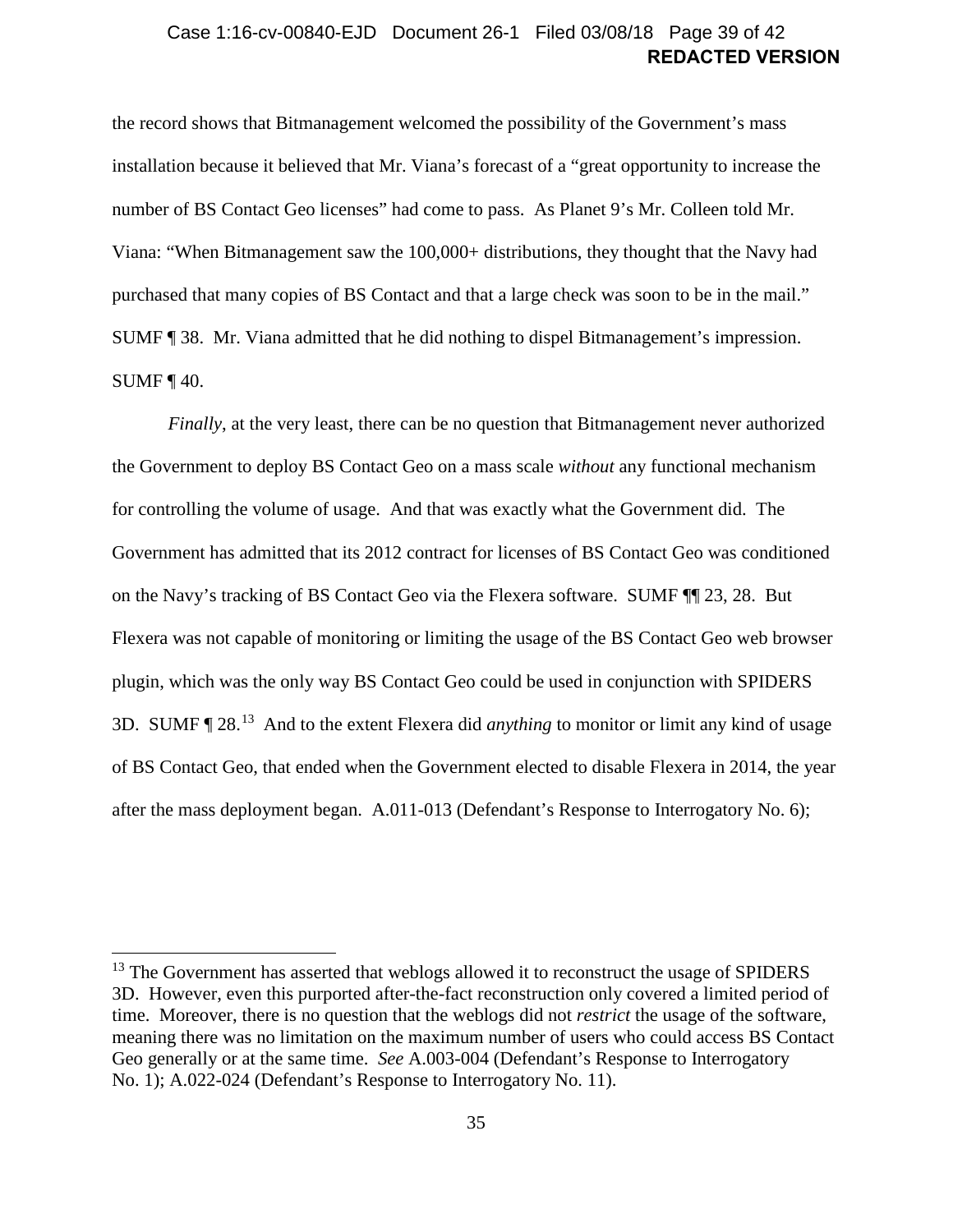the record shows that Bitmanagement welcomed the possibility of the Government's mass installation because it believed that Mr. Viana's forecast of a "great opportunity to increase the number of BS Contact Geo licenses" had come to pass. As Planet 9's Mr. Colleen told Mr. Viana: "When Bitmanagement saw the 100,000+ distributions, they thought that the Navy had purchased that many copies of BS Contact and that a large check was soon to be in the mail." SUMF ¶ 38. Mr. Viana admitted that he did nothing to dispel Bitmanagement's impression. SUMF ¶ 40.

*Finally*, at the very least, there can be no question that Bitmanagement never authorized the Government to deploy BS Contact Geo on a mass scale *without* any functional mechanism for controlling the volume of usage. And that was exactly what the Government did. The Government has admitted that its 2012 contract for licenses of BS Contact Geo was conditioned on the Navy's tracking of BS Contact Geo via the Flexera software. SUMF ¶¶ 23, 28. But Flexera was not capable of monitoring or limiting the usage of the BS Contact Geo web browser plugin, which was the only way BS Contact Geo could be used in conjunction with SPIDERS 3D. SUMF ¶ 28.[13] And to the extent Flexera did *anything* to monitor or limit any kind of usage of BS Contact Geo, that ended when the Government elected to disable Flexera in 2014, the year after the mass deployment began. A.011-013 (Defendant's Response to Interrogatory No. 6);

---

[13] The Government has asserted that weblogs allowed it to reconstruct the usage of SPIDERS 3D. However, even this purported after-the-fact reconstruction only covered a limited period of time. Moreover, there is no question that the weblogs did not *restrict* the usage of the software, meaning there was no limitation on the maximum number of users who could access BS Contact Geo generally or at the same time. *See* A.003-004 (Defendant's Response to Interrogatory No. 1); A.022-024 (Defendant's Response to Interrogatory No. 11).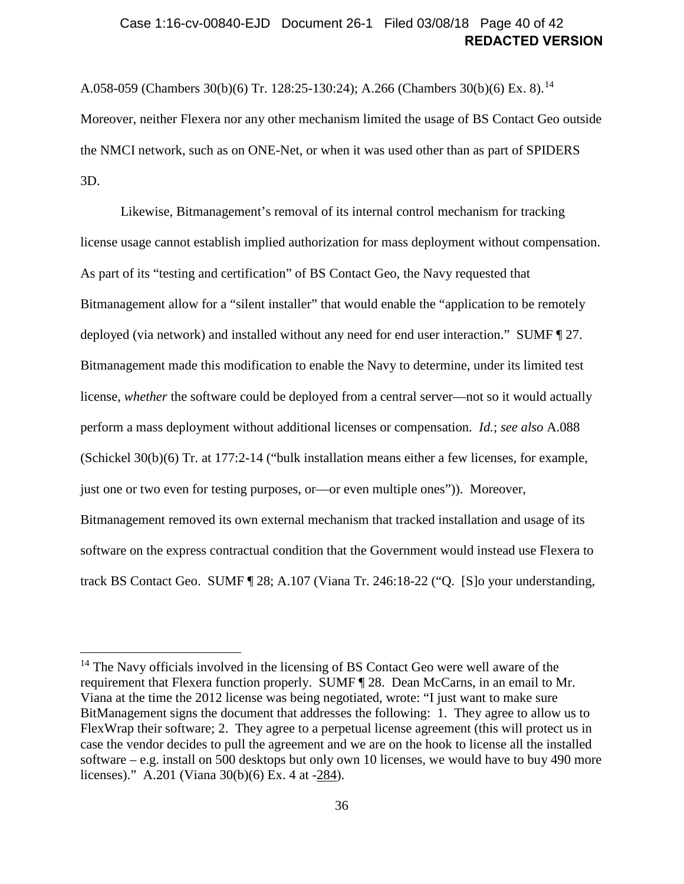A.058-059 (Chambers 30(b)(6) Tr. 128:25-130:24); A.266 (Chambers 30(b)(6) Ex. 8).[14] Moreover, neither Flexera nor any other mechanism limited the usage of BS Contact Geo outside the NMCI network, such as on ONE-Net, or when it was used other than as part of SPIDERS 3D.

Likewise, Bitmanagement's removal of its internal control mechanism for tracking license usage cannot establish implied authorization for mass deployment without compensation. As part of its "testing and certification" of BS Contact Geo, the Navy requested that Bitmanagement allow for a "silent installer" that would enable the "application to be remotely deployed (via network) and installed without any need for end user interaction." SUMF ¶ 27. Bitmanagement made this modification to enable the Navy to determine, under its limited test license, *whether* the software could be deployed from a central server—not so it would actually perform a mass deployment without additional licenses or compensation. *Id.*; *see also* A.088 (Schickel 30(b)(6) Tr. at 177:2-14 ("bulk installation means either a few licenses, for example, just one or two even for testing purposes, or—or even multiple ones")). Moreover, Bitmanagement removed its own external mechanism that tracked installation and usage of its software on the express contractual condition that the Government would instead use Flexera to track BS Contact Geo. SUMF ¶ 28; A.107 (Viana Tr. 246:18-22 ("Q. [S]o your understanding,

---

[14] The Navy officials involved in the licensing of BS Contact Geo were well aware of the requirement that Flexera function properly. SUMF ¶ 28. Dean McCarns, in an email to Mr. Viana at the time the 2012 license was being negotiated, wrote: "I just want to make sure BitManagement signs the document that addresses the following: 1. They agree to allow us to FlexWrap their software; 2. They agree to a perpetual license agreement (this will protect us in case the vendor decides to pull the agreement and we are on the hook to license all the installed software – e.g. install on 500 desktops but only own 10 licenses, we would have to buy 490 more licenses)." A.201 (Viana 30(b)(6) Ex. 4 at -284).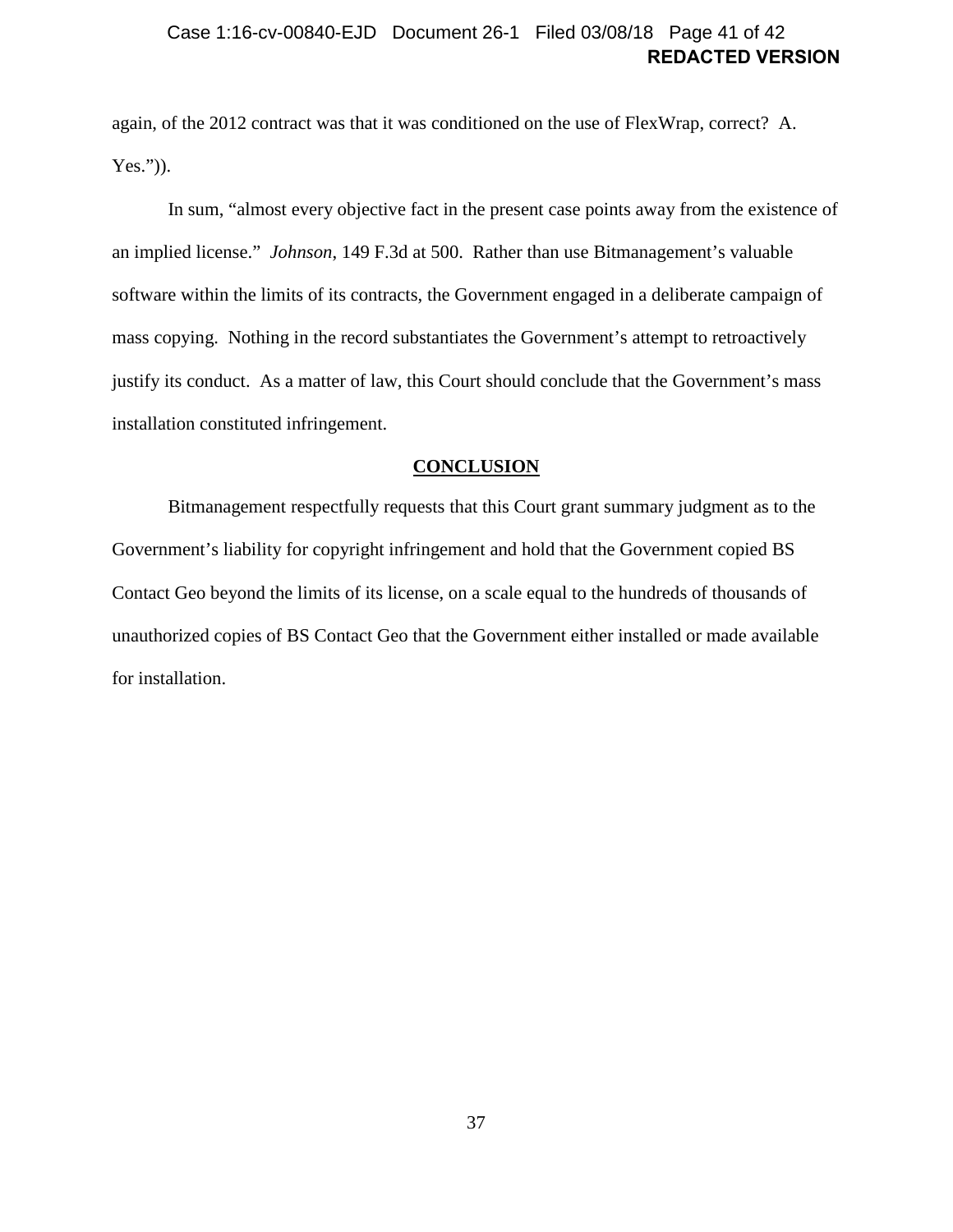again, of the 2012 contract was that it was conditioned on the use of FlexWrap, correct? A. Yes.")).

In sum, "almost every objective fact in the present case points away from the existence of an implied license." *Johnson*, 149 F.3d at 500. Rather than use Bitmanagement's valuable software within the limits of its contracts, the Government engaged in a deliberate campaign of mass copying. Nothing in the record substantiates the Government's attempt to retroactively justify its conduct. As a matter of law, this Court should conclude that the Government's mass installation constituted infringement.

## CONCLUSION

Bitmanagement respectfully requests that this Court grant summary judgment as to the Government's liability for copyright infringement and hold that the Government copied BS Contact Geo beyond the limits of its license, on a scale equal to the hundreds of thousands of unauthorized copies of BS Contact Geo that the Government either installed or made available for installation.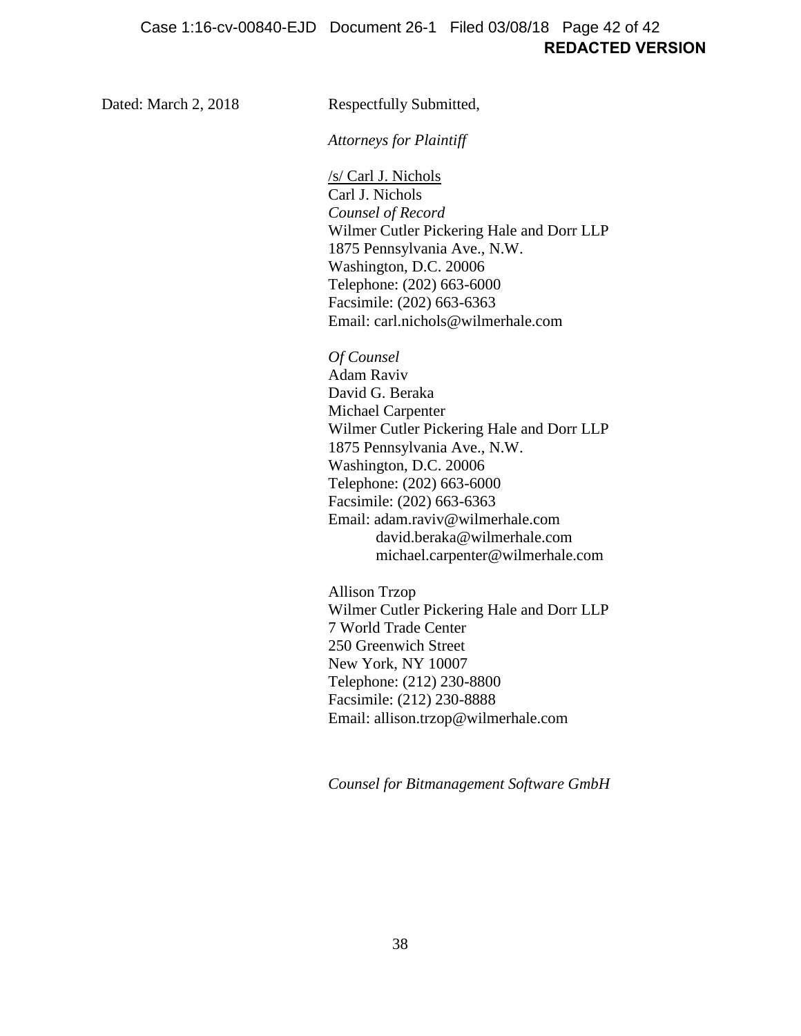Dated: March 2, 2018

Respectfully Submitted,

*Attorneys for Plaintiff*

/s/ Carl J. Nichols
Carl J. Nichols
*Counsel of Record*
Wilmer Cutler Pickering Hale and Dorr LLP
1875 Pennsylvania Ave., N.W.
Washington, D.C. 20006
Telephone: (202) 663-6000
Facsimile: (202) 663-6363
Email: carl.nichols@wilmerhale.com

*Of Counsel*
Adam Raviv
David G. Beraka
Michael Carpenter
Wilmer Cutler Pickering Hale and Dorr LLP
1875 Pennsylvania Ave., N.W.
Washington, D.C. 20006
Telephone: (202) 663-6000
Facsimile: (202) 663-6363
Email: adam.raviv@wilmerhale.com
david.beraka@wilmerhale.com
michael.carpenter@wilmerhale.com

Allison Trzop
Wilmer Cutler Pickering Hale and Dorr LLP
7 World Trade Center
250 Greenwich Street
New York, NY 10007
Telephone: (212) 230-8800
Facsimile: (212) 230-8888
Email: allison.trzop@wilmerhale.com

*Counsel for Bitmanagement Software GmbH*